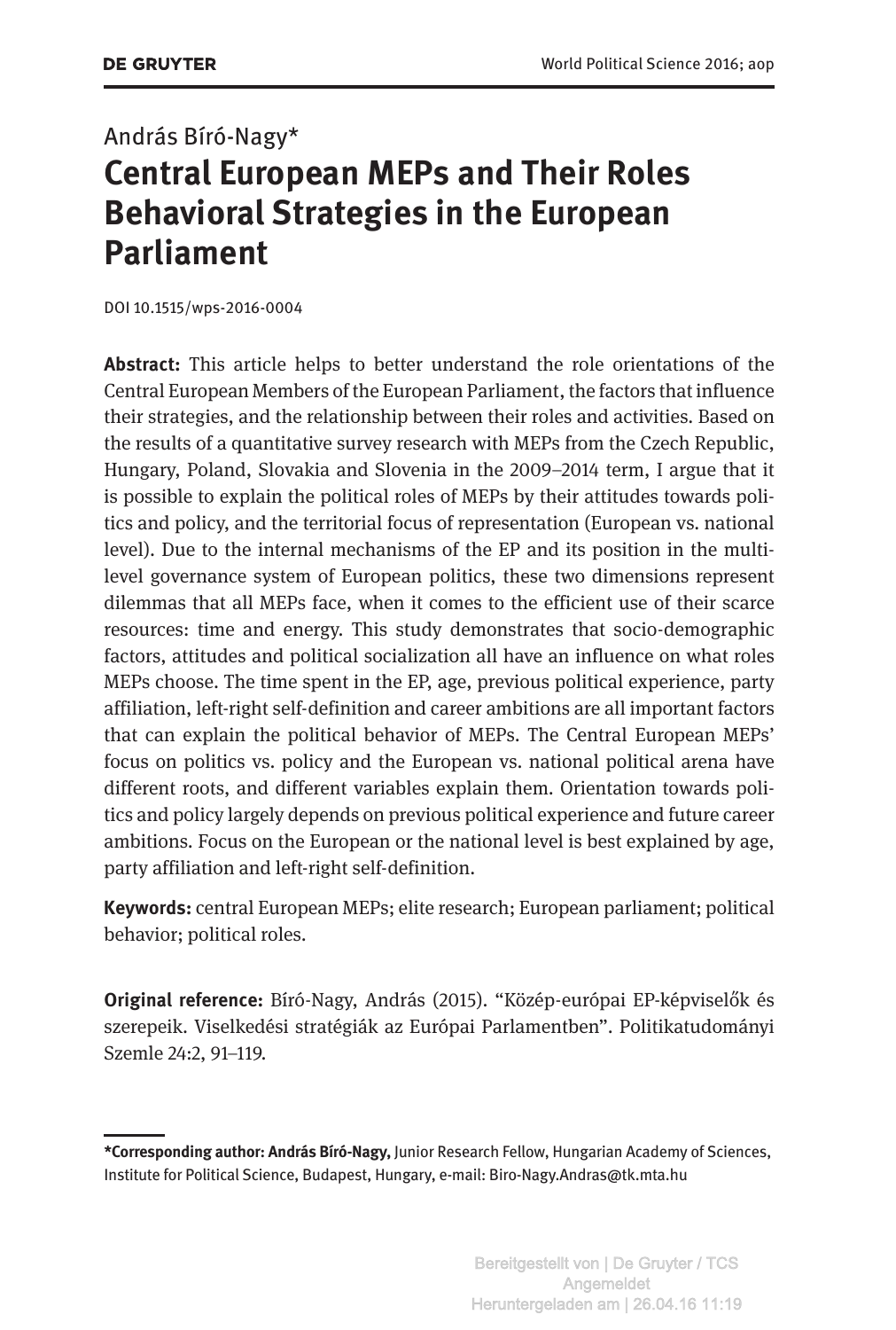András Bíró-Nagy*

# Central European MEPs and Their Roles Behavioral Strategies in the European Parliament

DOI 10.1515/wps-2016-0004

**Abstract:** This article helps to better understand the role orientations of the Central European Members of the European Parliament, the factors that influence their strategies, and the relationship between their roles and activities. Based on the results of a quantitative survey research with MEPs from the Czech Republic, Hungary, Poland, Slovakia and Slovenia in the 2009–2014 term, I argue that it is possible to explain the political roles of MEPs by their attitudes towards politics and policy, and the territorial focus of representation (European vs. national level). Due to the internal mechanisms of the EP and its position in the multi-level governance system of European politics, these two dimensions represent dilemmas that all MEPs face, when it comes to the efficient use of their scarce resources: time and energy. This study demonstrates that socio-demographic factors, attitudes and political socialization all have an influence on what roles MEPs choose. The time spent in the EP, age, previous political experience, party affiliation, left-right self-definition and career ambitions are all important factors that can explain the political behavior of MEPs. The Central European MEPs' focus on politics vs. policy and the European vs. national political arena have different roots, and different variables explain them. Orientation towards politics and policy largely depends on previous political experience and future career ambitions. Focus on the European or the national level is best explained by age, party affiliation and left-right self-definition.

**Keywords:** central European MEPs; elite research; European parliament; political behavior; political roles.

**Original reference:** Bíró-Nagy, András (2015). "Közép-európai EP-képviselők és szerepeik. Viselkedési stratégiák az Európai Parlamentben". Politikatudományi Szemle 24:2, 91–119.

**\*Corresponding author: András Bíró-Nagy,** Junior Research Fellow, Hungarian Academy of Sciences, Institute for Political Science, Budapest, Hungary, e-mail: Biro-Nagy.Andras@tk.mta.hu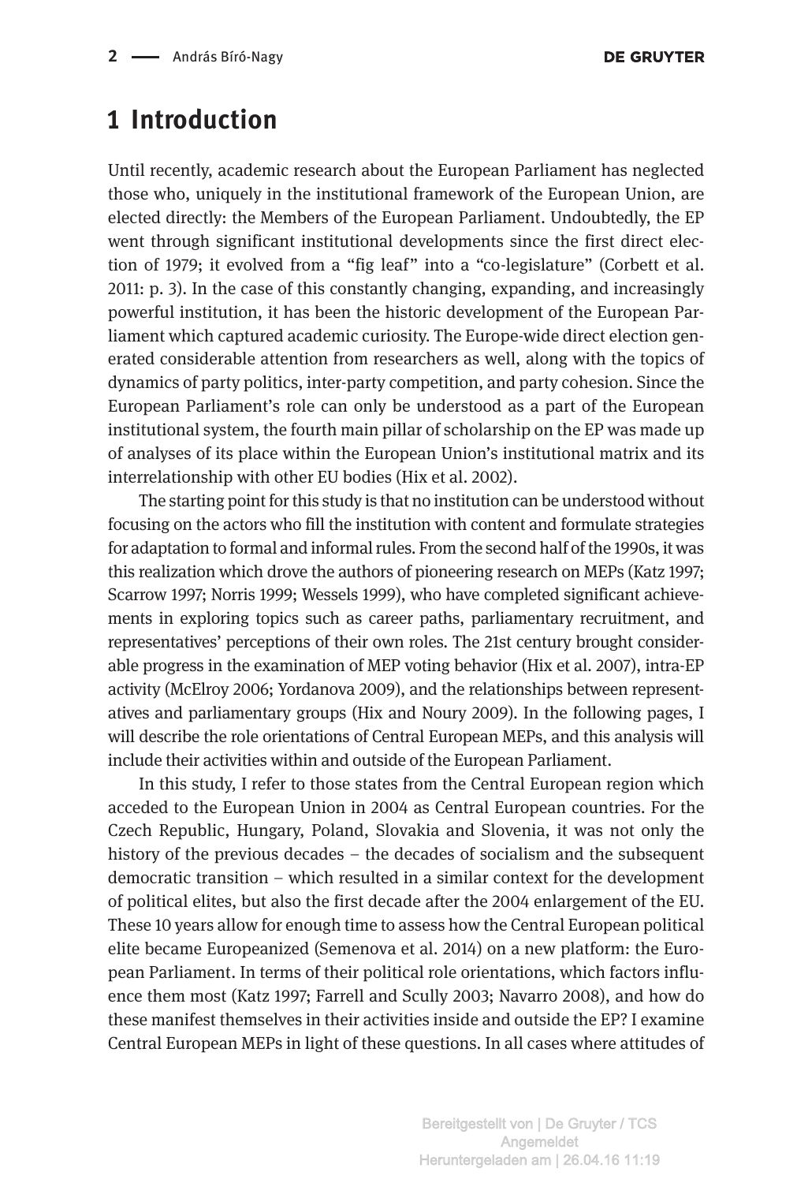# 1 Introduction

Until recently, academic research about the European Parliament has neglected those who, uniquely in the institutional framework of the European Union, are elected directly: the Members of the European Parliament. Undoubtedly, the EP went through significant institutional developments since the first direct election of 1979; it evolved from a "fig leaf" into a "co-legislature" (Corbett et al. 2011: p. 3). In the case of this constantly changing, expanding, and increasingly powerful institution, it has been the historic development of the European Parliament which captured academic curiosity. The Europe-wide direct election generated considerable attention from researchers as well, along with the topics of dynamics of party politics, inter-party competition, and party cohesion. Since the European Parliament's role can only be understood as a part of the European institutional system, the fourth main pillar of scholarship on the EP was made up of analyses of its place within the European Union's institutional matrix and its interrelationship with other EU bodies (Hix et al. 2002).

The starting point for this study is that no institution can be understood without focusing on the actors who fill the institution with content and formulate strategies for adaptation to formal and informal rules. From the second half of the 1990s, it was this realization which drove the authors of pioneering research on MEPs (Katz 1997; Scarrow 1997; Norris 1999; Wessels 1999), who have completed significant achievements in exploring topics such as career paths, parliamentary recruitment, and representatives' perceptions of their own roles. The 21st century brought considerable progress in the examination of MEP voting behavior (Hix et al. 2007), intra-EP activity (McElroy 2006; Yordanova 2009), and the relationships between representatives and parliamentary groups (Hix and Noury 2009). In the following pages, I will describe the role orientations of Central European MEPs, and this analysis will include their activities within and outside of the European Parliament.

In this study, I refer to those states from the Central European region which acceded to the European Union in 2004 as Central European countries. For the Czech Republic, Hungary, Poland, Slovakia and Slovenia, it was not only the history of the previous decades – the decades of socialism and the subsequent democratic transition – which resulted in a similar context for the development of political elites, but also the first decade after the 2004 enlargement of the EU. These 10 years allow for enough time to assess how the Central European political elite became Europeanized (Semenova et al. 2014) on a new platform: the European Parliament. In terms of their political role orientations, which factors influence them most (Katz 1997; Farrell and Scully 2003; Navarro 2008), and how do these manifest themselves in their activities inside and outside the EP? I examine Central European MEPs in light of these questions. In all cases where attitudes of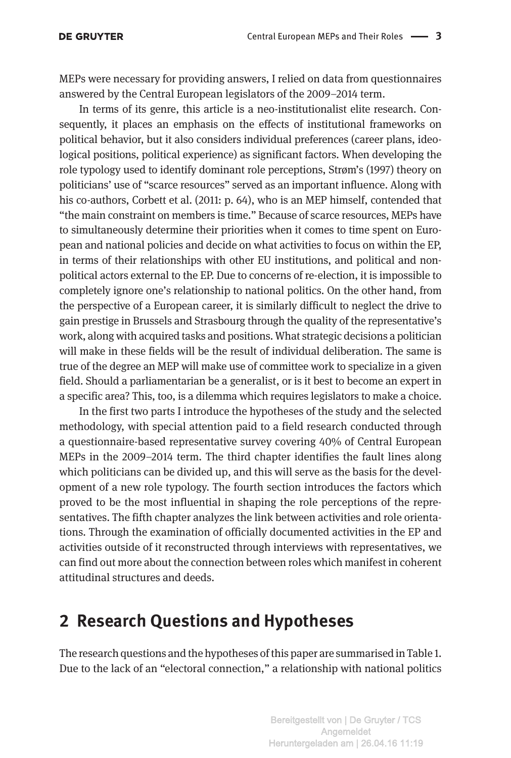MEPs were necessary for providing answers, I relied on data from questionnaires answered by the Central European legislators of the 2009–2014 term.

In terms of its genre, this article is a neo-institutionalist elite research. Consequently, it places an emphasis on the effects of institutional frameworks on political behavior, but it also considers individual preferences (career plans, ideological positions, political experience) as significant factors. When developing the role typology used to identify dominant role perceptions, Strøm's (1997) theory on politicians' use of "scarce resources" served as an important influence. Along with his co-authors, Corbett et al. (2011: p. 64), who is an MEP himself, contended that "the main constraint on members is time." Because of scarce resources, MEPs have to simultaneously determine their priorities when it comes to time spent on European and national policies and decide on what activities to focus on within the EP, in terms of their relationships with other EU institutions, and political and non-political actors external to the EP. Due to concerns of re-election, it is impossible to completely ignore one's relationship to national politics. On the other hand, from the perspective of a European career, it is similarly difficult to neglect the drive to gain prestige in Brussels and Strasbourg through the quality of the representative's work, along with acquired tasks and positions. What strategic decisions a politician will make in these fields will be the result of individual deliberation. The same is true of the degree an MEP will make use of committee work to specialize in a given field. Should a parliamentarian be a generalist, or is it best to become an expert in a specific area? This, too, is a dilemma which requires legislators to make a choice.

In the first two parts I introduce the hypotheses of the study and the selected methodology, with special attention paid to a field research conducted through a questionnaire-based representative survey covering 40% of Central European MEPs in the 2009–2014 term. The third chapter identifies the fault lines along which politicians can be divided up, and this will serve as the basis for the development of a new role typology. The fourth section introduces the factors which proved to be the most influential in shaping the role perceptions of the representatives. The fifth chapter analyzes the link between activities and role orientations. Through the examination of officially documented activities in the EP and activities outside of it reconstructed through interviews with representatives, we can find out more about the connection between roles which manifest in coherent attitudinal structures and deeds.

## 2 Research Questions and Hypotheses

The research questions and the hypotheses of this paper are summarised in Table 1. Due to the lack of an "electoral connection," a relationship with national politics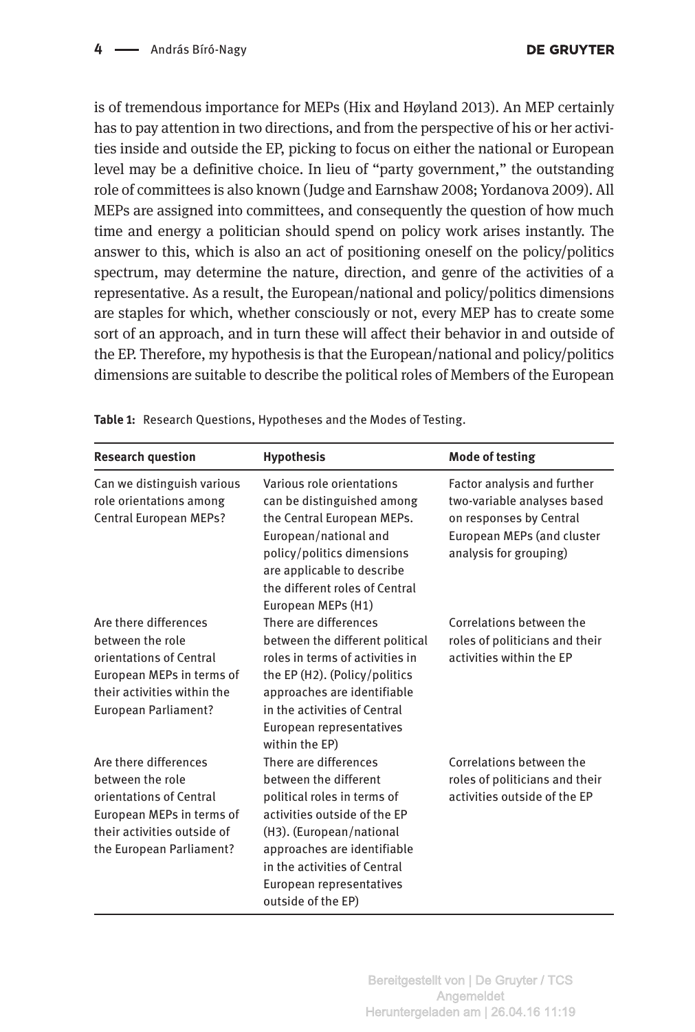is of tremendous importance for MEPs (Hix and Høyland 2013). An MEP certainly has to pay attention in two directions, and from the perspective of his or her activities inside and outside the EP, picking to focus on either the national or European level may be a definitive choice. In lieu of "party government," the outstanding role of committees is also known (Judge and Earnshaw 2008; Yordanova 2009). All MEPs are assigned into committees, and consequently the question of how much time and energy a politician should spend on policy work arises instantly. The answer to this, which is also an act of positioning oneself on the policy/politics spectrum, may determine the nature, direction, and genre of the activities of a representative. As a result, the European/national and policy/politics dimensions are staples for which, whether consciously or not, every MEP has to create some sort of an approach, and in turn these will affect their behavior in and outside of the EP. Therefore, my hypothesis is that the European/national and policy/politics dimensions are suitable to describe the political roles of Members of the European

**Table 1:** Research Questions, Hypotheses and the Modes of Testing.

| Research question | Hypothesis | Mode of testing |
|---|---|---|
| Can we distinguish various role orientations among Central European MEPs? | Various role orientations can be distinguished among the Central European MEPs. European/national and policy/politics dimensions are applicable to describe the different roles of Central European MEPs (H1) | Factor analysis and further two-variable analyses based on responses by Central European MEPs (and cluster analysis for grouping) |
| Are there differences between the role orientations of Central European MEPs in terms of their activities within the European Parliament? | There are differences between the different political roles in terms of activities in the EP (H2). (Policy/politics approaches are identifiable in the activities of Central European representatives within the EP) | Correlations between the roles of politicians and their activities within the EP |
| Are there differences between the role orientations of Central European MEPs in terms of their activities outside of the European Parliament? | There are differences between the different political roles in terms of activities outside of the EP (H3). (European/national approaches are identifiable in the activities of Central European representatives outside of the EP) | Correlations between the roles of politicians and their activities outside of the EP |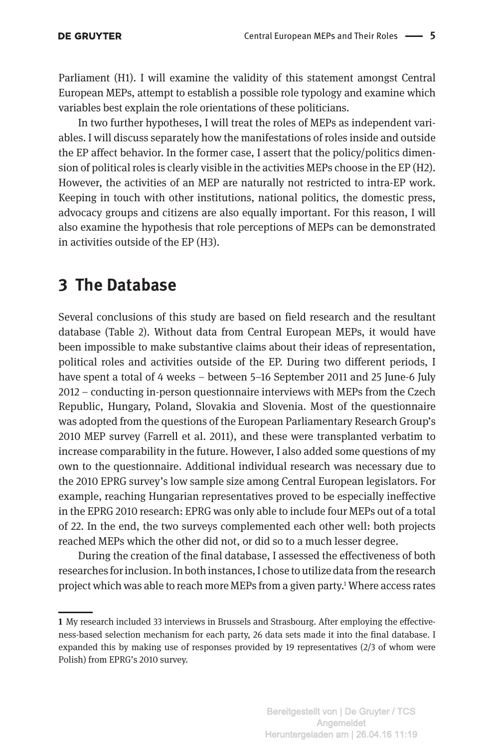Parliament (H1). I will examine the validity of this statement amongst Central European MEPs, attempt to establish a possible role typology and examine which variables best explain the role orientations of these politicians.

In two further hypotheses, I will treat the roles of MEPs as independent variables. I will discuss separately how the manifestations of roles inside and outside the EP affect behavior. In the former case, I assert that the policy/politics dimension of political roles is clearly visible in the activities MEPs choose in the EP (H2). However, the activities of an MEP are naturally not restricted to intra-EP work. Keeping in touch with other institutions, national politics, the domestic press, advocacy groups and citizens are also equally important. For this reason, I will also examine the hypothesis that role perceptions of MEPs can be demonstrated in activities outside of the EP (H3).

# 3 The Database

Several conclusions of this study are based on field research and the resultant database (Table 2). Without data from Central European MEPs, it would have been impossible to make substantive claims about their ideas of representation, political roles and activities outside of the EP. During two different periods, I have spent a total of 4 weeks – between 5–16 September 2011 and 25 June-6 July 2012 – conducting in-person questionnaire interviews with MEPs from the Czech Republic, Hungary, Poland, Slovakia and Slovenia. Most of the questionnaire was adopted from the questions of the European Parliamentary Research Group's 2010 MEP survey (Farrell et al. 2011), and these were transplanted verbatim to increase comparability in the future. However, I also added some questions of my own to the questionnaire. Additional individual research was necessary due to the 2010 EPRG survey's low sample size among Central European legislators. For example, reaching Hungarian representatives proved to be especially ineffective in the EPRG 2010 research: EPRG was only able to include four MEPs out of a total of 22. In the end, the two surveys complemented each other well: both projects reached MEPs which the other did not, or did so to a much lesser degree.

During the creation of the final database, I assessed the effectiveness of both researches for inclusion. In both instances, I chose to utilize data from the research project which was able to reach more MEPs from a given party.[1] Where access rates

---

**1** My research included 33 interviews in Brussels and Strasbourg. After employing the effectiveness-based selection mechanism for each party, 26 data sets made it into the final database. I expanded this by making use of responses provided by 19 representatives (2/3 of whom were Polish) from EPRG's 2010 survey.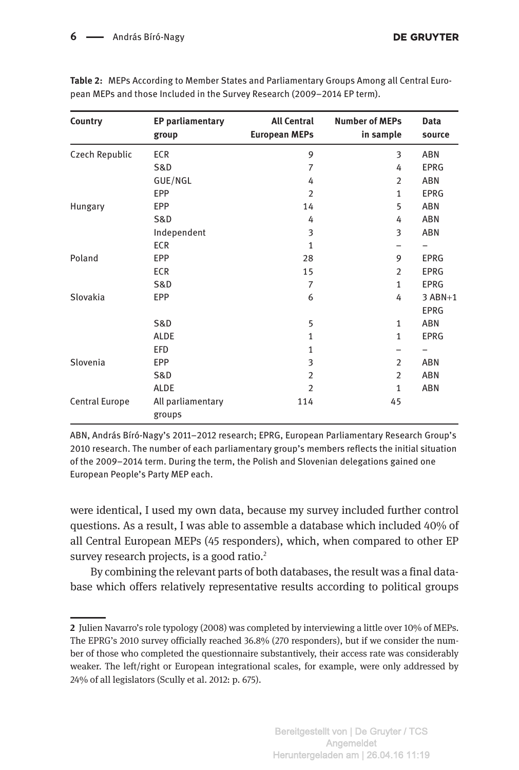**Table 2:** MEPs According to Member States and Parliamentary Groups Among all Central European MEPs and those Included in the Survey Research (2009–2014 EP term).

| Country | EP parliamentary group | All Central European MEPs | Number of MEPs in sample | Data source |
|---|---|---|---|---|
| Czech Republic | ECR | 9 | 3 | ABN |
| | S&D | 7 | 4 | EPRG |
| | GUE/NGL | 4 | 2 | ABN |
| | EPP | 2 | 1 | EPRG |
| Hungary | EPP | 14 | 5 | ABN |
| | S&D | 4 | 4 | ABN |
| | Independent | 3 | 3 | ABN |
| | ECR | 1 | – | – |
| Poland | EPP | 28 | 9 | EPRG |
| | ECR | 15 | 2 | EPRG |
| | S&D | 7 | 1 | EPRG |
| Slovakia | EPP | 6 | 4 | 3 ABN+1 EPRG |
| | S&D | 5 | 1 | ABN |
| | ALDE | 1 | 1 | EPRG |
| | EFD | 1 | – | – |
| Slovenia | EPP | 3 | 2 | ABN |
| | S&D | 2 | 2 | ABN |
| | ALDE | 2 | 1 | ABN |
| Central Europe | All parliamentary groups | 114 | 45 | |

ABN, András Bíró-Nagy's 2011–2012 research; EPRG, European Parliamentary Research Group's 2010 research. The number of each parliamentary group's members reflects the initial situation of the 2009–2014 term. During the term, the Polish and Slovenian delegations gained one European People's Party MEP each.

were identical, I used my own data, because my survey included further control questions. As a result, I was able to assemble a database which included 40% of all Central European MEPs (45 responders), which, when compared to other EP survey research projects, is a good ratio.[2]

By combining the relevant parts of both databases, the result was a final database which offers relatively representative results according to political groups

---

2 Julien Navarro's role typology (2008) was completed by interviewing a little over 10% of MEPs. The EPRG's 2010 survey officially reached 36.8% (270 responders), but if we consider the number of those who completed the questionnaire substantively, their access rate was considerably weaker. The left/right or European integrational scales, for example, were only addressed by 24% of all legislators (Scully et al. 2012: p. 675).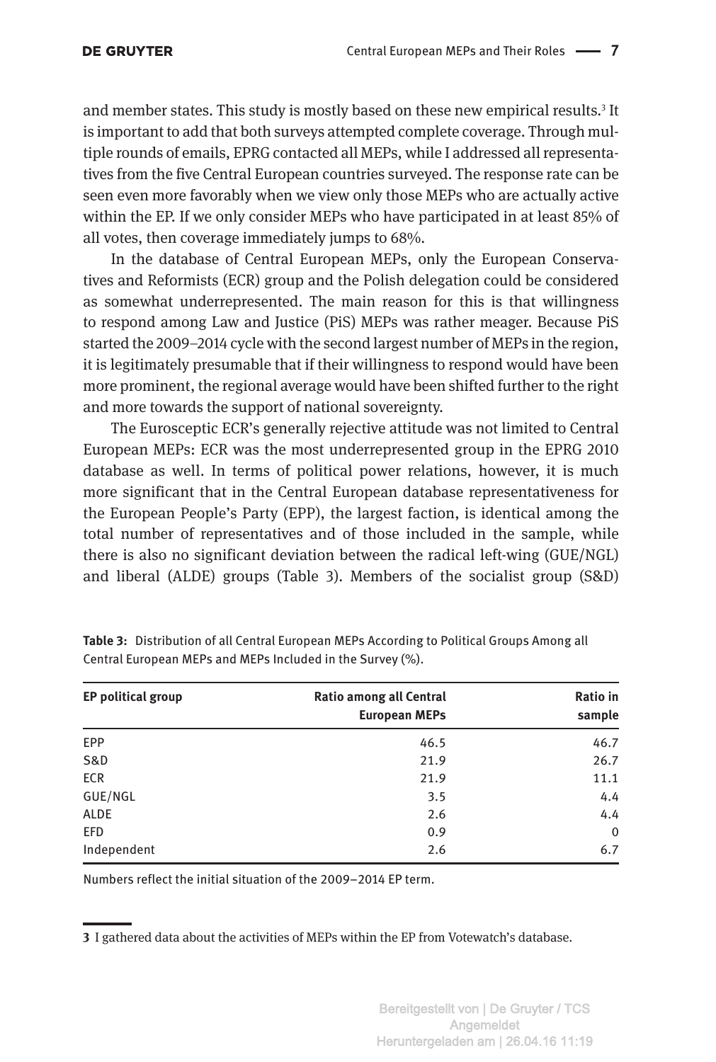and member states. This study is mostly based on these new empirical results.[3] It is important to add that both surveys attempted complete coverage. Through multiple rounds of emails, EPRG contacted all MEPs, while I addressed all representatives from the five Central European countries surveyed. The response rate can be seen even more favorably when we view only those MEPs who are actually active within the EP. If we only consider MEPs who have participated in at least 85% of all votes, then coverage immediately jumps to 68%.

In the database of Central European MEPs, only the European Conservatives and Reformists (ECR) group and the Polish delegation could be considered as somewhat underrepresented. The main reason for this is that willingness to respond among Law and Justice (PiS) MEPs was rather meager. Because PiS started the 2009–2014 cycle with the second largest number of MEPs in the region, it is legitimately presumable that if their willingness to respond would have been more prominent, the regional average would have been shifted further to the right and more towards the support of national sovereignty.

The Eurosceptic ECR's generally rejective attitude was not limited to Central European MEPs: ECR was the most underrepresented group in the EPRG 2010 database as well. In terms of political power relations, however, it is much more significant that in the Central European database representativeness for the European People's Party (EPP), the largest faction, is identical among the total number of representatives and of those included in the sample, while there is also no significant deviation between the radical left-wing (GUE/NGL) and liberal (ALDE) groups (Table 3). Members of the socialist group (S&D)

**Table 3:** Distribution of all Central European MEPs According to Political Groups Among all Central European MEPs and MEPs Included in the Survey (%).

| EP political group | Ratio among all Central European MEPs | Ratio in sample |
|---|---|---|
| EPP | 46.5 | 46.7 |
| S&D | 21.9 | 26.7 |
| ECR | 21.9 | 11.1 |
| GUE/NGL | 3.5 | 4.4 |
| ALDE | 2.6 | 4.4 |
| EFD | 0.9 | 0 |
| Independent | 2.6 | 6.7 |

Numbers reflect the initial situation of the 2009–2014 EP term.

[3] I gathered data about the activities of MEPs within the EP from Votewatch's database.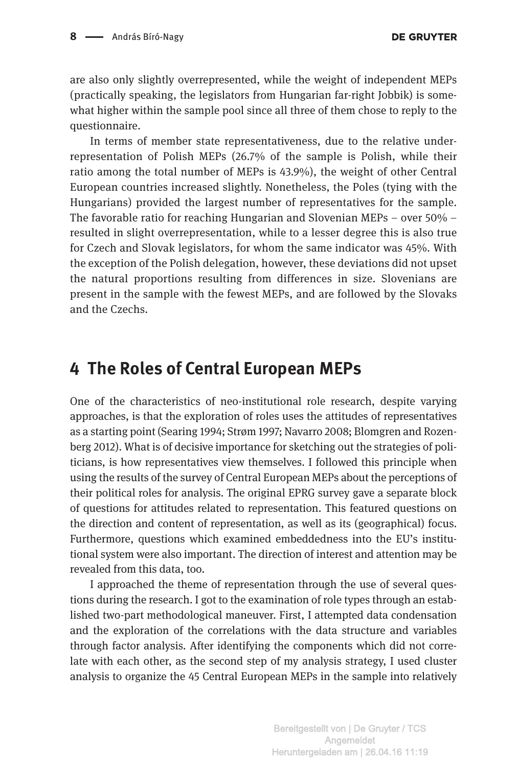are also only slightly overrepresented, while the weight of independent MEPs (practically speaking, the legislators from Hungarian far-right Jobbik) is somewhat higher within the sample pool since all three of them chose to reply to the questionnaire.

In terms of member state representativeness, due to the relative underrepresentation of Polish MEPs (26.7% of the sample is Polish, while their ratio among the total number of MEPs is 43.9%), the weight of other Central European countries increased slightly. Nonetheless, the Poles (tying with the Hungarians) provided the largest number of representatives for the sample. The favorable ratio for reaching Hungarian and Slovenian MEPs – over 50% – resulted in slight overrepresentation, while to a lesser degree this is also true for Czech and Slovak legislators, for whom the same indicator was 45%. With the exception of the Polish delegation, however, these deviations did not upset the natural proportions resulting from differences in size. Slovenians are present in the sample with the fewest MEPs, and are followed by the Slovaks and the Czechs.

## 4 The Roles of Central European MEPs

One of the characteristics of neo-institutional role research, despite varying approaches, is that the exploration of roles uses the attitudes of representatives as a starting point (Searing 1994; Strøm 1997; Navarro 2008; Blomgren and Rozenberg 2012). What is of decisive importance for sketching out the strategies of politicians, is how representatives view themselves. I followed this principle when using the results of the survey of Central European MEPs about the perceptions of their political roles for analysis. The original EPRG survey gave a separate block of questions for attitudes related to representation. This featured questions on the direction and content of representation, as well as its (geographical) focus. Furthermore, questions which examined embeddedness into the EU's institutional system were also important. The direction of interest and attention may be revealed from this data, too.

I approached the theme of representation through the use of several questions during the research. I got to the examination of role types through an established two-part methodological maneuver. First, I attempted data condensation and the exploration of the correlations with the data structure and variables through factor analysis. After identifying the components which did not correlate with each other, as the second step of my analysis strategy, I used cluster analysis to organize the 45 Central European MEPs in the sample into relatively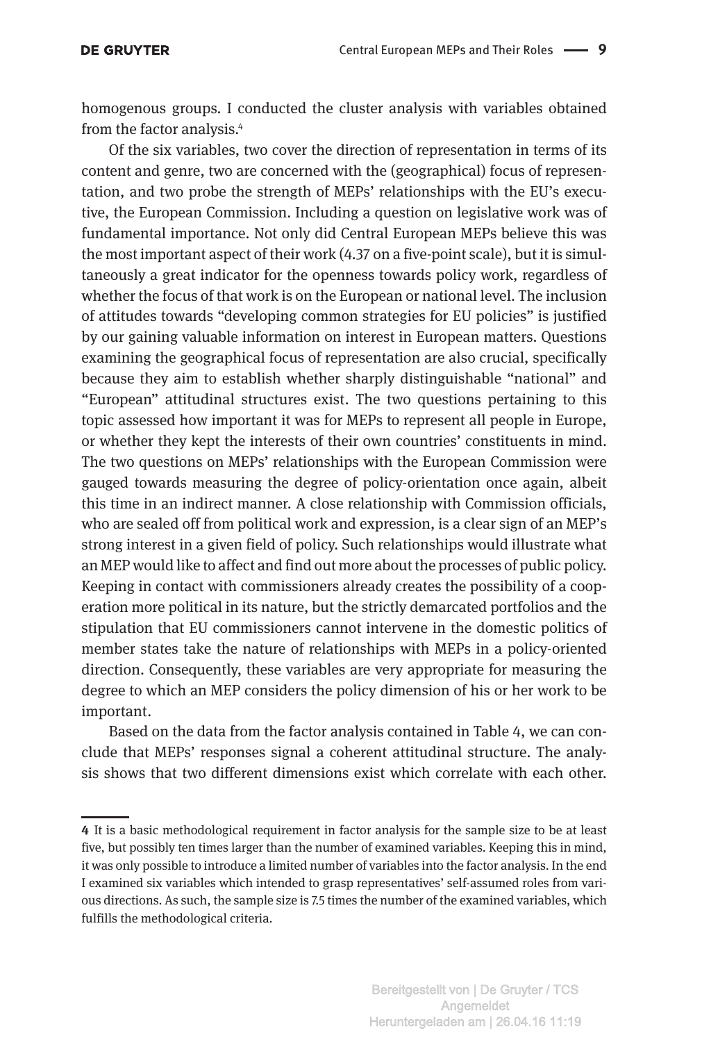homogenous groups. I conducted the cluster analysis with variables obtained from the factor analysis.[4]

Of the six variables, two cover the direction of representation in terms of its content and genre, two are concerned with the (geographical) focus of representation, and two probe the strength of MEPs' relationships with the EU's executive, the European Commission. Including a question on legislative work was of fundamental importance. Not only did Central European MEPs believe this was the most important aspect of their work (4.37 on a five-point scale), but it is simultaneously a great indicator for the openness towards policy work, regardless of whether the focus of that work is on the European or national level. The inclusion of attitudes towards "developing common strategies for EU policies" is justified by our gaining valuable information on interest in European matters. Questions examining the geographical focus of representation are also crucial, specifically because they aim to establish whether sharply distinguishable "national" and "European" attitudinal structures exist. The two questions pertaining to this topic assessed how important it was for MEPs to represent all people in Europe, or whether they kept the interests of their own countries' constituents in mind. The two questions on MEPs' relationships with the European Commission were gauged towards measuring the degree of policy-orientation once again, albeit this time in an indirect manner. A close relationship with Commission officials, who are sealed off from political work and expression, is a clear sign of an MEP's strong interest in a given field of policy. Such relationships would illustrate what an MEP would like to affect and find out more about the processes of public policy. Keeping in contact with commissioners already creates the possibility of a cooperation more political in its nature, but the strictly demarcated portfolios and the stipulation that EU commissioners cannot intervene in the domestic politics of member states take the nature of relationships with MEPs in a policy-oriented direction. Consequently, these variables are very appropriate for measuring the degree to which an MEP considers the policy dimension of his or her work to be important.

Based on the data from the factor analysis contained in Table 4, we can conclude that MEPs' responses signal a coherent attitudinal structure. The analysis shows that two different dimensions exist which correlate with each other.

---

**4** It is a basic methodological requirement in factor analysis for the sample size to be at least five, but possibly ten times larger than the number of examined variables. Keeping this in mind, it was only possible to introduce a limited number of variables into the factor analysis. In the end I examined six variables which intended to grasp representatives' self-assumed roles from various directions. As such, the sample size is 7.5 times the number of the examined variables, which fulfills the methodological criteria.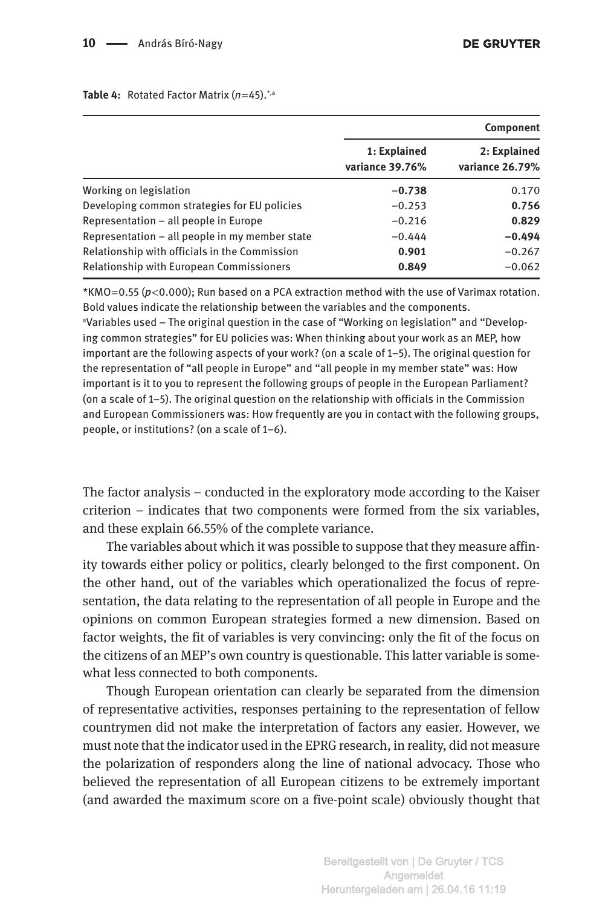**Table 4:** Rotated Factor Matrix ($n$=45).[*,a]

| | Component | |
|---|---|---|
| | **1: Explained variance 39.76%** | **2: Explained variance 26.79%** |
| Working on legislation | **−0.738** | 0.170 |
| Developing common strategies for EU policies | −0.253 | **0.756** |
| Representation – all people in Europe | −0.216 | **0.829** |
| Representation – all people in my member state | −0.444 | **−0.494** |
| Relationship with officials in the Commission | **0.901** | −0.267 |
| Relationship with European Commissioners | **0.849** | −0.062 |

*KMO=0.55 ($p$<0.000); Run based on a PCA extraction method with the use of Varimax rotation. Bold values indicate the relationship between the variables and the components.
[a]Variables used – The original question in the case of "Working on legislation" and "Developing common strategies" for EU policies was: When thinking about your work as an MEP, how important are the following aspects of your work? (on a scale of 1–5). The original question for the representation of "all people in Europe" and "all people in my member state" was: How important is it to you to represent the following groups of people in the European Parliament? (on a scale of 1–5). The original question on the relationship with officials in the Commission and European Commissioners was: How frequently are you in contact with the following groups, people, or institutions? (on a scale of 1–6).

The factor analysis – conducted in the exploratory mode according to the Kaiser criterion – indicates that two components were formed from the six variables, and these explain 66.55% of the complete variance.

The variables about which it was possible to suppose that they measure affinity towards either policy or politics, clearly belonged to the first component. On the other hand, out of the variables which operationalized the focus of representation, the data relating to the representation of all people in Europe and the opinions on common European strategies formed a new dimension. Based on factor weights, the fit of variables is very convincing: only the fit of the focus on the citizens of an MEP's own country is questionable. This latter variable is somewhat less connected to both components.

Though European orientation can clearly be separated from the dimension of representative activities, responses pertaining to the representation of fellow countrymen did not make the interpretation of factors any easier. However, we must note that the indicator used in the EPRG research, in reality, did not measure the polarization of responders along the line of national advocacy. Those who believed the representation of all European citizens to be extremely important (and awarded the maximum score on a five-point scale) obviously thought that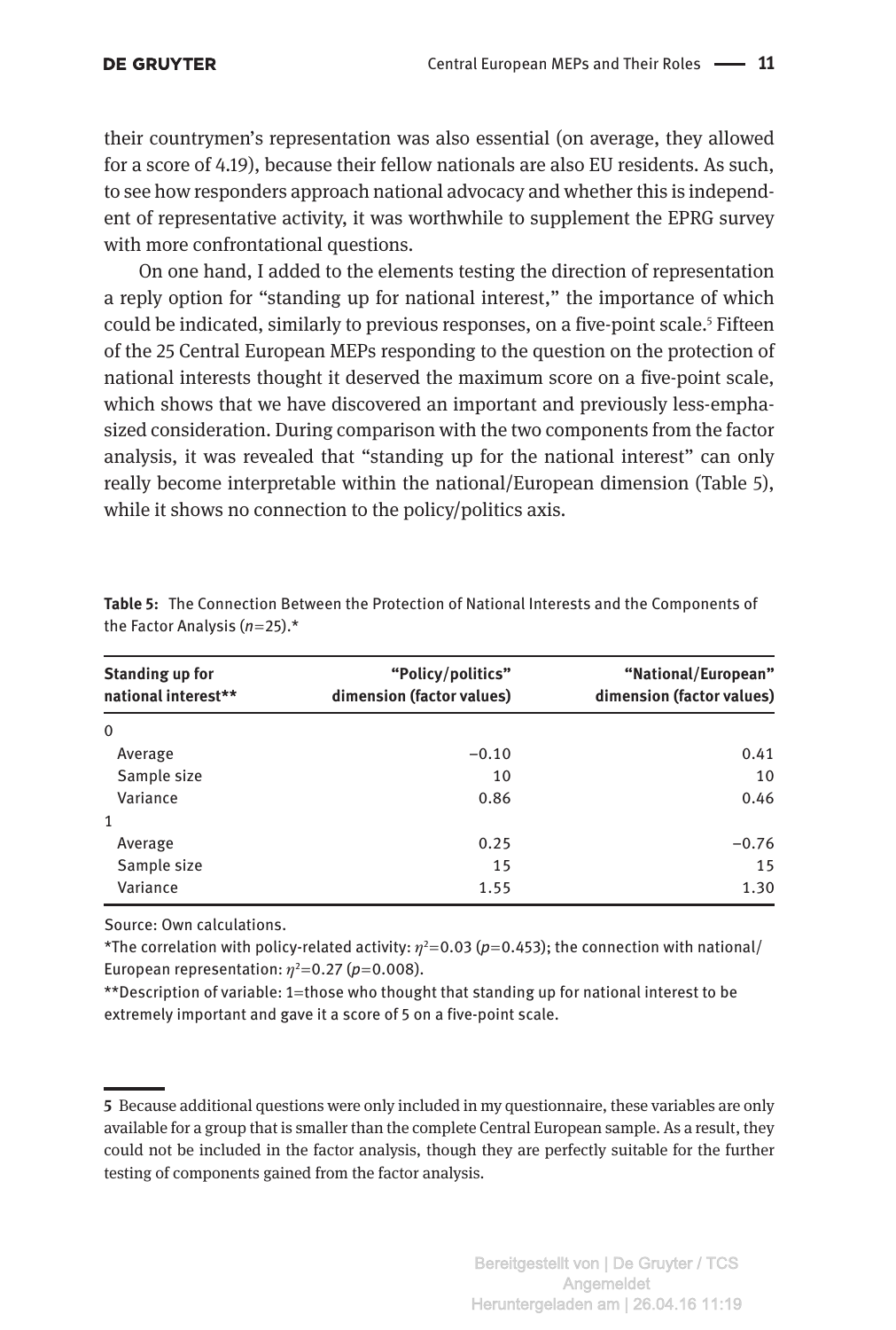their countrymen's representation was also essential (on average, they allowed for a score of 4.19), because their fellow nationals are also EU residents. As such, to see how responders approach national advocacy and whether this is independent of representative activity, it was worthwhile to supplement the EPRG survey with more confrontational questions.

On one hand, I added to the elements testing the direction of representation a reply option for "standing up for national interest," the importance of which could be indicated, similarly to previous responses, on a five-point scale.[5] Fifteen of the 25 Central European MEPs responding to the question on the protection of national interests thought it deserved the maximum score on a five-point scale, which shows that we have discovered an important and previously less-emphasized consideration. During comparison with the two components from the factor analysis, it was revealed that "standing up for the national interest" can only really become interpretable within the national/European dimension (Table 5), while it shows no connection to the policy/politics axis.

**Table 5:** The Connection Between the Protection of National Interests and the Components of the Factor Analysis ($n$=25).*

| Standing up for national interest** | "Policy/politics" dimension (factor values) | "National/European" dimension (factor values) |
|---|---|---|
| 0 | | |
| Average | −0.10 | 0.41 |
| Sample size | 10 | 10 |
| Variance | 0.86 | 0.46 |
| 1 | | |
| Average | 0.25 | −0.76 |
| Sample size | 15 | 15 |
| Variance | 1.55 | 1.30 |

Source: Own calculations.

*The correlation with policy-related activity: $\eta^2$=0.03 ($p$=0.453); the connection with national/European representation: $\eta^2$=0.27 ($p$=0.008).

**Description of variable: 1=those who thought that standing up for national interest to be extremely important and gave it a score of 5 on a five-point scale.

5 Because additional questions were only included in my questionnaire, these variables are only available for a group that is smaller than the complete Central European sample. As a result, they could not be included in the factor analysis, though they are perfectly suitable for the further testing of components gained from the factor analysis.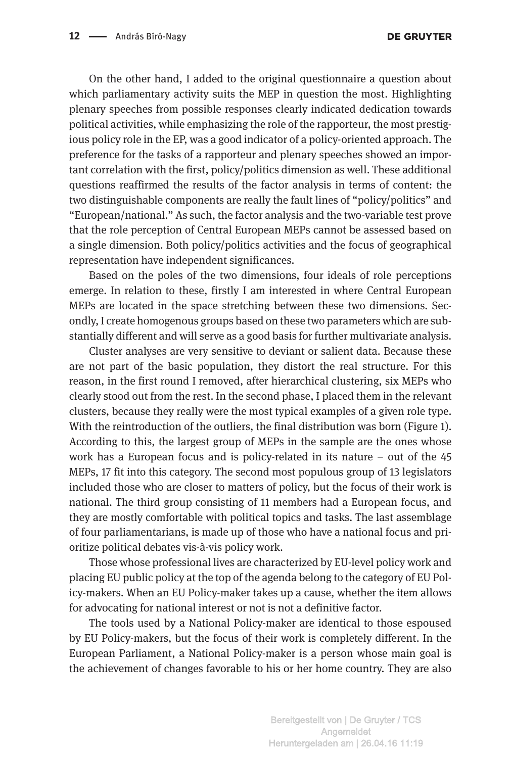On the other hand, I added to the original questionnaire a question about which parliamentary activity suits the MEP in question the most. Highlighting plenary speeches from possible responses clearly indicated dedication towards political activities, while emphasizing the role of the rapporteur, the most prestigious policy role in the EP, was a good indicator of a policy-oriented approach. The preference for the tasks of a rapporteur and plenary speeches showed an important correlation with the first, policy/politics dimension as well. These additional questions reaffirmed the results of the factor analysis in terms of content: the two distinguishable components are really the fault lines of "policy/politics" and "European/national." As such, the factor analysis and the two-variable test prove that the role perception of Central European MEPs cannot be assessed based on a single dimension. Both policy/politics activities and the focus of geographical representation have independent significances.

Based on the poles of the two dimensions, four ideals of role perceptions emerge. In relation to these, firstly I am interested in where Central European MEPs are located in the space stretching between these two dimensions. Secondly, I create homogenous groups based on these two parameters which are substantially different and will serve as a good basis for further multivariate analysis.

Cluster analyses are very sensitive to deviant or salient data. Because these are not part of the basic population, they distort the real structure. For this reason, in the first round I removed, after hierarchical clustering, six MEPs who clearly stood out from the rest. In the second phase, I placed them in the relevant clusters, because they really were the most typical examples of a given role type. With the reintroduction of the outliers, the final distribution was born (Figure 1). According to this, the largest group of MEPs in the sample are the ones whose work has a European focus and is policy-related in its nature – out of the 45 MEPs, 17 fit into this category. The second most populous group of 13 legislators included those who are closer to matters of policy, but the focus of their work is national. The third group consisting of 11 members had a European focus, and they are mostly comfortable with political topics and tasks. The last assemblage of four parliamentarians, is made up of those who have a national focus and prioritize political debates vis-à-vis policy work.

Those whose professional lives are characterized by EU-level policy work and placing EU public policy at the top of the agenda belong to the category of EU Policy-makers. When an EU Policy-maker takes up a cause, whether the item allows for advocating for national interest or not is not a definitive factor.

The tools used by a National Policy-maker are identical to those espoused by EU Policy-makers, but the focus of their work is completely different. In the European Parliament, a National Policy-maker is a person whose main goal is the achievement of changes favorable to his or her home country. They are also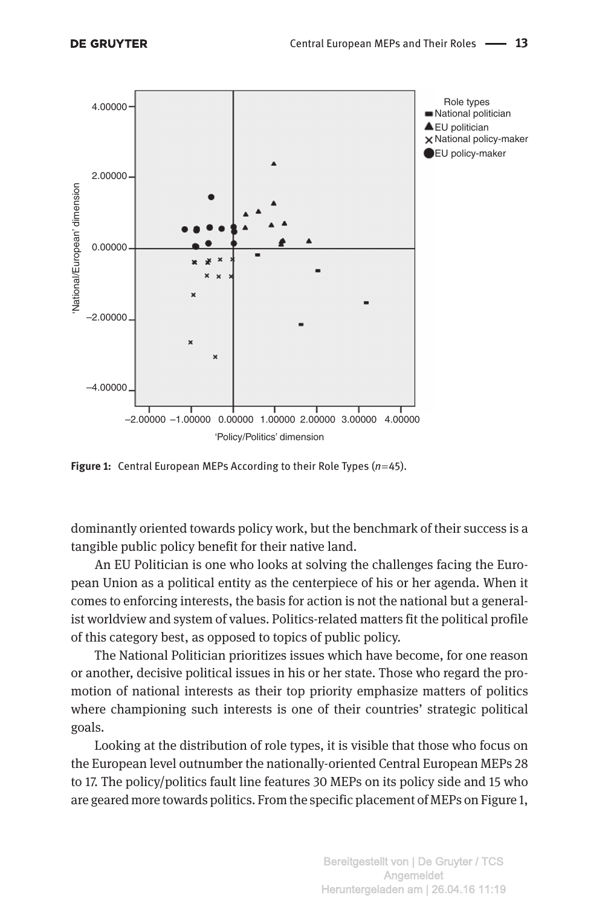Figure 1: Central European MEPs According to their Role Types ($n$=45).

dominantly oriented towards policy work, but the benchmark of their success is a tangible public policy benefit for their native land.

An EU Politician is one who looks at solving the challenges facing the European Union as a political entity as the centerpiece of his or her agenda. When it comes to enforcing interests, the basis for action is not the national but a generalist worldview and system of values. Politics-related matters fit the political profile of this category best, as opposed to topics of public policy.

The National Politician prioritizes issues which have become, for one reason or another, decisive political issues in his or her state. Those who regard the promotion of national interests as their top priority emphasize matters of politics where championing such interests is one of their countries' strategic political goals.

Looking at the distribution of role types, it is visible that those who focus on the European level outnumber the nationally-oriented Central European MEPs 28 to 17. The policy/politics fault line features 30 MEPs on its policy side and 15 who are geared more towards politics. From the specific placement of MEPs on Figure 1,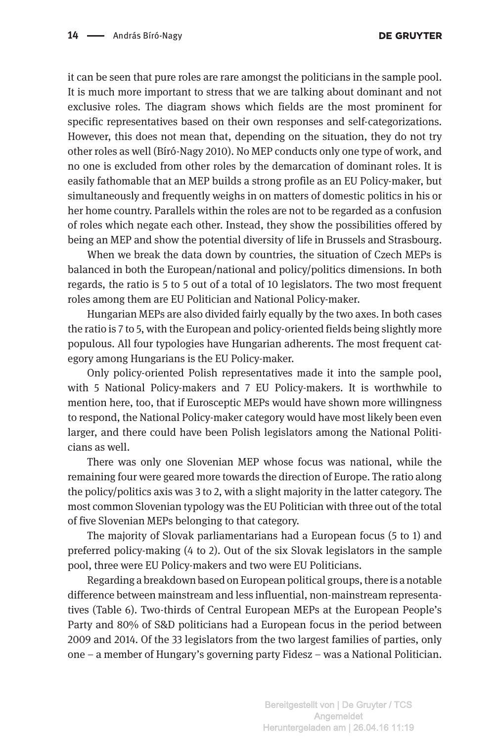it can be seen that pure roles are rare amongst the politicians in the sample pool. It is much more important to stress that we are talking about dominant and not exclusive roles. The diagram shows which fields are the most prominent for specific representatives based on their own responses and self-categorizations. However, this does not mean that, depending on the situation, they do not try other roles as well (Bíró-Nagy 2010). No MEP conducts only one type of work, and no one is excluded from other roles by the demarcation of dominant roles. It is easily fathomable that an MEP builds a strong profile as an EU Policy-maker, but simultaneously and frequently weighs in on matters of domestic politics in his or her home country. Parallels within the roles are not to be regarded as a confusion of roles which negate each other. Instead, they show the possibilities offered by being an MEP and show the potential diversity of life in Brussels and Strasbourg.

When we break the data down by countries, the situation of Czech MEPs is balanced in both the European/national and policy/politics dimensions. In both regards, the ratio is 5 to 5 out of a total of 10 legislators. The two most frequent roles among them are EU Politician and National Policy-maker.

Hungarian MEPs are also divided fairly equally by the two axes. In both cases the ratio is 7 to 5, with the European and policy-oriented fields being slightly more populous. All four typologies have Hungarian adherents. The most frequent category among Hungarians is the EU Policy-maker.

Only policy-oriented Polish representatives made it into the sample pool, with 5 National Policy-makers and 7 EU Policy-makers. It is worthwhile to mention here, too, that if Eurosceptic MEPs would have shown more willingness to respond, the National Policy-maker category would have most likely been even larger, and there could have been Polish legislators among the National Politicians as well.

There was only one Slovenian MEP whose focus was national, while the remaining four were geared more towards the direction of Europe. The ratio along the policy/politics axis was 3 to 2, with a slight majority in the latter category. The most common Slovenian typology was the EU Politician with three out of the total of five Slovenian MEPs belonging to that category.

The majority of Slovak parliamentarians had a European focus (5 to 1) and preferred policy-making (4 to 2). Out of the six Slovak legislators in the sample pool, three were EU Policy-makers and two were EU Politicians.

Regarding a breakdown based on European political groups, there is a notable difference between mainstream and less influential, non-mainstream representatives (Table 6). Two-thirds of Central European MEPs at the European People's Party and 80% of S&D politicians had a European focus in the period between 2009 and 2014. Of the 33 legislators from the two largest families of parties, only one – a member of Hungary's governing party Fidesz – was a National Politician.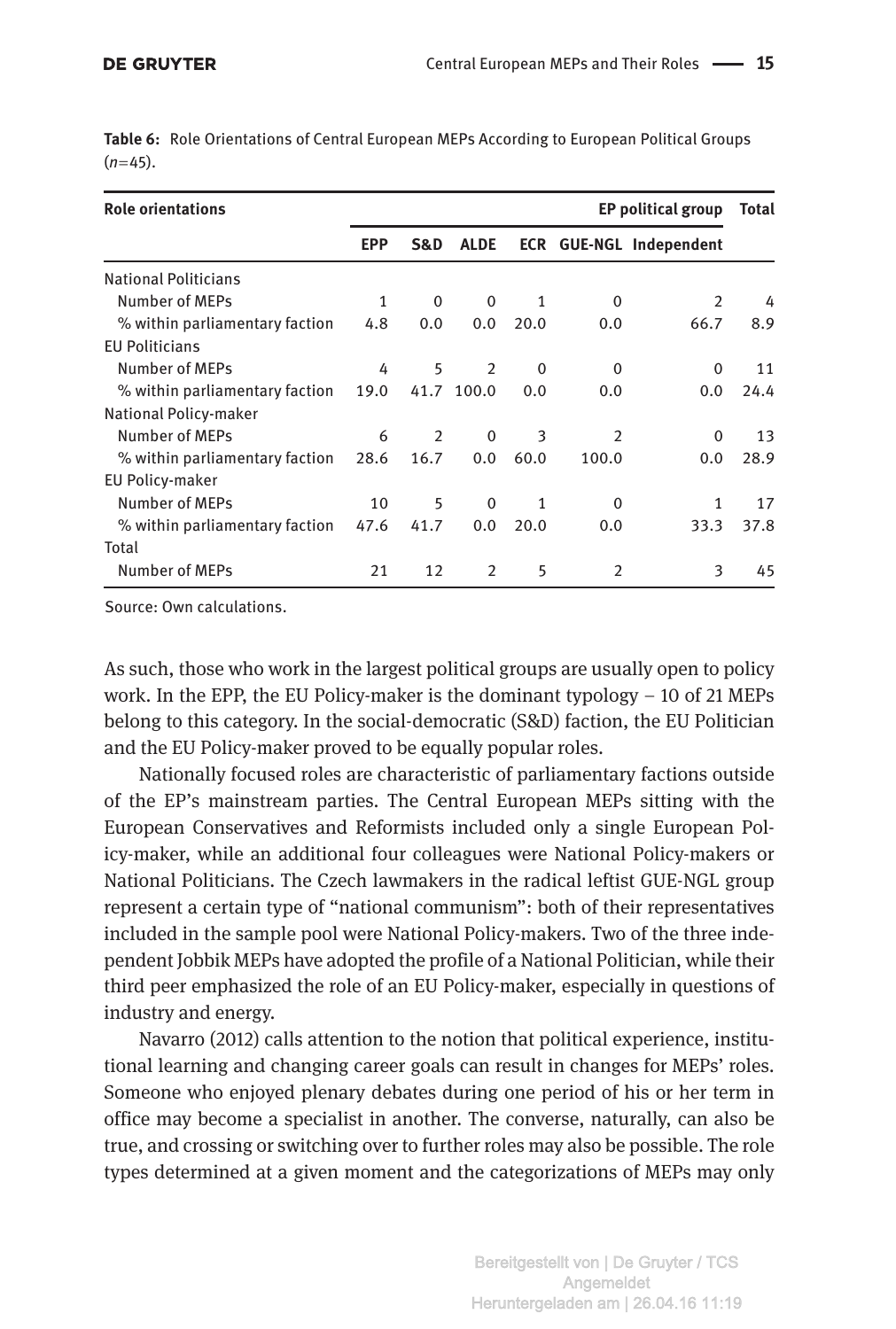**Table 6:** Role Orientations of Central European MEPs According to European Political Groups ($n$=45).

| Role orientations | EP political group | | | | | | Total |
|---|---|---|---|---|---|---|---|
| | EPP | S&D | ALDE | ECR | GUE-NGL | Independent | |
| National Politicians | | | | | | | |
| Number of MEPs | 1 | 0 | 0 | 1 | 0 | 2 | 4 |
| % within parliamentary faction | 4.8 | 0.0 | 0.0 | 20.0 | 0.0 | 66.7 | 8.9 |
| EU Politicians | | | | | | | |
| Number of MEPs | 4 | 5 | 2 | 0 | 0 | 0 | 11 |
| % within parliamentary faction | 19.0 | 41.7 | 100.0 | 0.0 | 0.0 | 0.0 | 24.4 |
| National Policy-maker | | | | | | | |
| Number of MEPs | 6 | 2 | 0 | 3 | 2 | 0 | 13 |
| % within parliamentary faction | 28.6 | 16.7 | 0.0 | 60.0 | 100.0 | 0.0 | 28.9 |
| EU Policy-maker | | | | | | | |
| Number of MEPs | 10 | 5 | 0 | 1 | 0 | 1 | 17 |
| % within parliamentary faction | 47.6 | 41.7 | 0.0 | 20.0 | 0.0 | 33.3 | 37.8 |
| Total | | | | | | | |
| Number of MEPs | 21 | 12 | 2 | 5 | 2 | 3 | 45 |

Source: Own calculations.

As such, those who work in the largest political groups are usually open to policy work. In the EPP, the EU Policy-maker is the dominant typology – 10 of 21 MEPs belong to this category. In the social-democratic (S&D) faction, the EU Politician and the EU Policy-maker proved to be equally popular roles.

Nationally focused roles are characteristic of parliamentary factions outside of the EP's mainstream parties. The Central European MEPs sitting with the European Conservatives and Reformists included only a single European Policy-maker, while an additional four colleagues were National Policy-makers or National Politicians. The Czech lawmakers in the radical leftist GUE-NGL group represent a certain type of "national communism": both of their representatives included in the sample pool were National Policy-makers. Two of the three independent Jobbik MEPs have adopted the profile of a National Politician, while their third peer emphasized the role of an EU Policy-maker, especially in questions of industry and energy.

Navarro (2012) calls attention to the notion that political experience, institutional learning and changing career goals can result in changes for MEPs' roles. Someone who enjoyed plenary debates during one period of his or her term in office may become a specialist in another. The converse, naturally, can also be true, and crossing or switching over to further roles may also be possible. The role types determined at a given moment and the categorizations of MEPs may only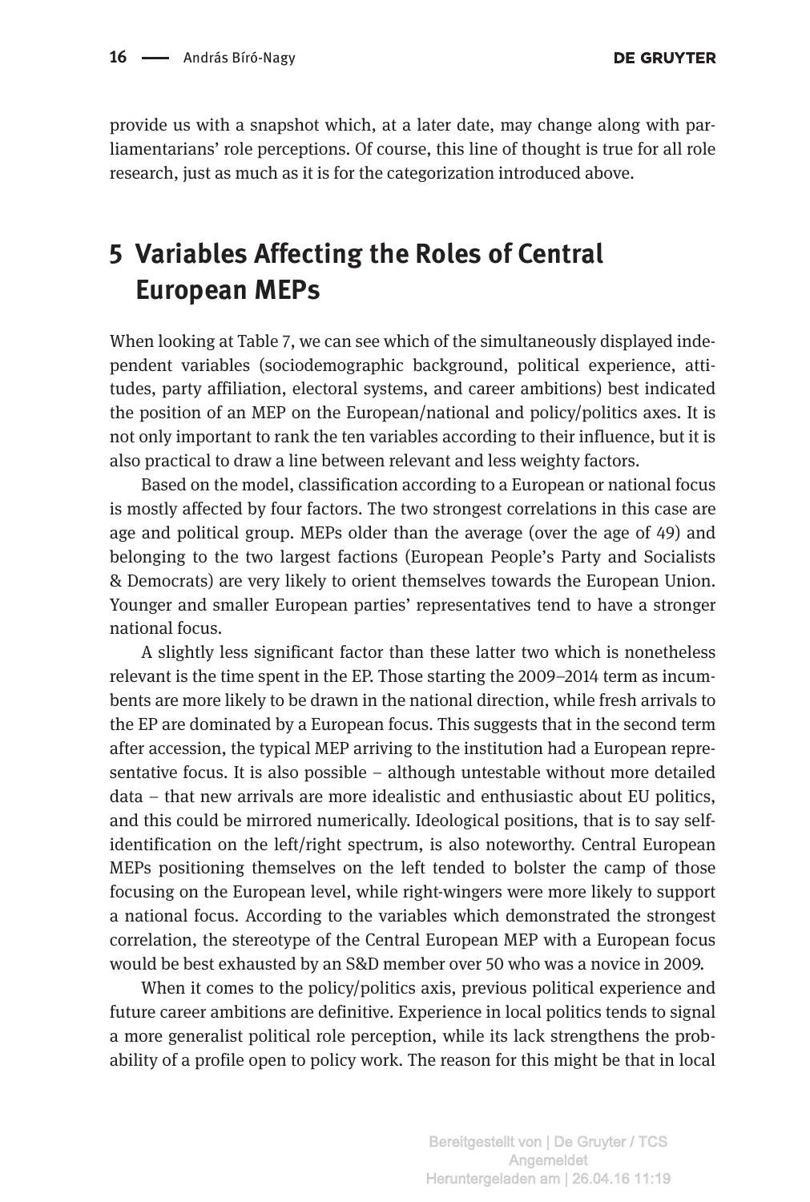provide us with a snapshot which, at a later date, may change along with parliamentarians' role perceptions. Of course, this line of thought is true for all role research, just as much as it is for the categorization introduced above.

## 5 Variables Affecting the Roles of Central European MEPs

When looking at Table 7, we can see which of the simultaneously displayed independent variables (sociodemographic background, political experience, attitudes, party affiliation, electoral systems, and career ambitions) best indicated the position of an MEP on the European/national and policy/politics axes. It is not only important to rank the ten variables according to their influence, but it is also practical to draw a line between relevant and less weighty factors.

Based on the model, classification according to a European or national focus is mostly affected by four factors. The two strongest correlations in this case are age and political group. MEPs older than the average (over the age of 49) and belonging to the two largest factions (European People's Party and Socialists & Democrats) are very likely to orient themselves towards the European Union. Younger and smaller European parties' representatives tend to have a stronger national focus.

A slightly less significant factor than these latter two which is nonetheless relevant is the time spent in the EP. Those starting the 2009–2014 term as incumbents are more likely to be drawn in the national direction, while fresh arrivals to the EP are dominated by a European focus. This suggests that in the second term after accession, the typical MEP arriving to the institution had a European representative focus. It is also possible – although untestable without more detailed data – that new arrivals are more idealistic and enthusiastic about EU politics, and this could be mirrored numerically. Ideological positions, that is to say self-identification on the left/right spectrum, is also noteworthy. Central European MEPs positioning themselves on the left tended to bolster the camp of those focusing on the European level, while right-wingers were more likely to support a national focus. According to the variables which demonstrated the strongest correlation, the stereotype of the Central European MEP with a European focus would be best exhausted by an S&D member over 50 who was a novice in 2009.

When it comes to the policy/politics axis, previous political experience and future career ambitions are definitive. Experience in local politics tends to signal a more generalist political role perception, while its lack strengthens the probability of a profile open to policy work. The reason for this might be that in local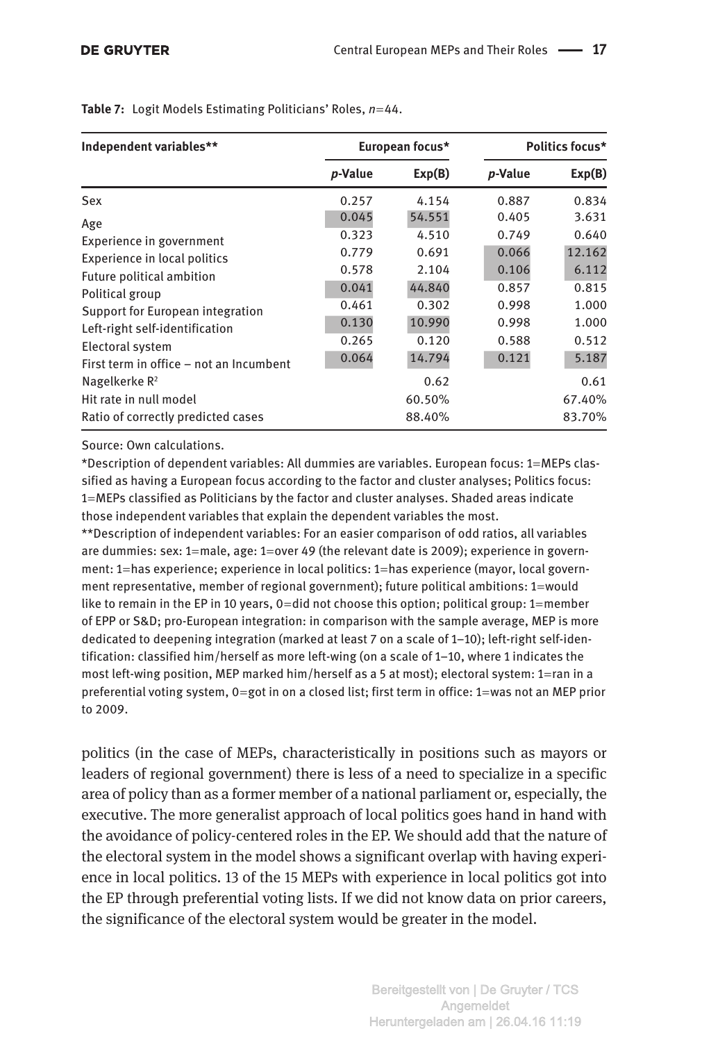**Table 7:** Logit Models Estimating Politicians' Roles, $n$=44.

| Independent variables** | European focus* | | Politics focus* | |
|---|---|---|---|---|
| | *p*-Value | Exp(B) | *p*-Value | Exp(B) |
| Sex | 0.257 | 4.154 | 0.887 | 0.834 |
| Age | 0.045 | 54.551 | 0.405 | 3.631 |
| Experience in government | 0.323 | 4.510 | 0.749 | 0.640 |
| Experience in local politics | 0.779 | 0.691 | 0.066 | 12.162 |
| Future political ambition | 0.578 | 2.104 | 0.106 | 6.112 |
| Political group | 0.041 | 44.840 | 0.857 | 0.815 |
| Support for European integration | 0.461 | 0.302 | 0.998 | 1.000 |
| Left-right self-identification | 0.130 | 10.990 | 0.998 | 1.000 |
| Electoral system | 0.265 | 0.120 | 0.588 | 0.512 |
| First term in office – not an Incumbent | 0.064 | 14.794 | 0.121 | 5.187 |
| Nagelkerke $R^2$ | | 0.62 | | 0.61 |
| Hit rate in null model | | 60.50% | | 67.40% |
| Ratio of correctly predicted cases | | 88.40% | | 83.70% |

Source: Own calculations.

*Description of dependent variables: All dummies are variables. European focus: 1=MEPs classified as having a European focus according to the factor and cluster analyses; Politics focus: 1=MEPs classified as Politicians by the factor and cluster analyses. Shaded areas indicate those independent variables that explain the dependent variables the most.

**Description of independent variables: For an easier comparison of odd ratios, all variables are dummies: sex: 1=male, age: 1=over 49 (the relevant date is 2009); experience in government: 1=has experience; experience in local politics: 1=has experience (mayor, local government representative, member of regional government); future political ambitions: 1=would like to remain in the EP in 10 years, 0=did not choose this option; political group: 1=member of EPP or S&D; pro-European integration: in comparison with the sample average, MEP is more dedicated to deepening integration (marked at least 7 on a scale of 1–10); left-right self-identification: classified him/herself as more left-wing (on a scale of 1–10, where 1 indicates the most left-wing position, MEP marked him/herself as a 5 at most); electoral system: 1=ran in a preferential voting system, 0=got in on a closed list; first term in office: 1=was not an MEP prior to 2009.

politics (in the case of MEPs, characteristically in positions such as mayors or leaders of regional government) there is less of a need to specialize in a specific area of policy than as a former member of a national parliament or, especially, the executive. The more generalist approach of local politics goes hand in hand with the avoidance of policy-centered roles in the EP. We should add that the nature of the electoral system in the model shows a significant overlap with having experience in local politics. 13 of the 15 MEPs with experience in local politics got into the EP through preferential voting lists. If we did not know data on prior careers, the significance of the electoral system would be greater in the model.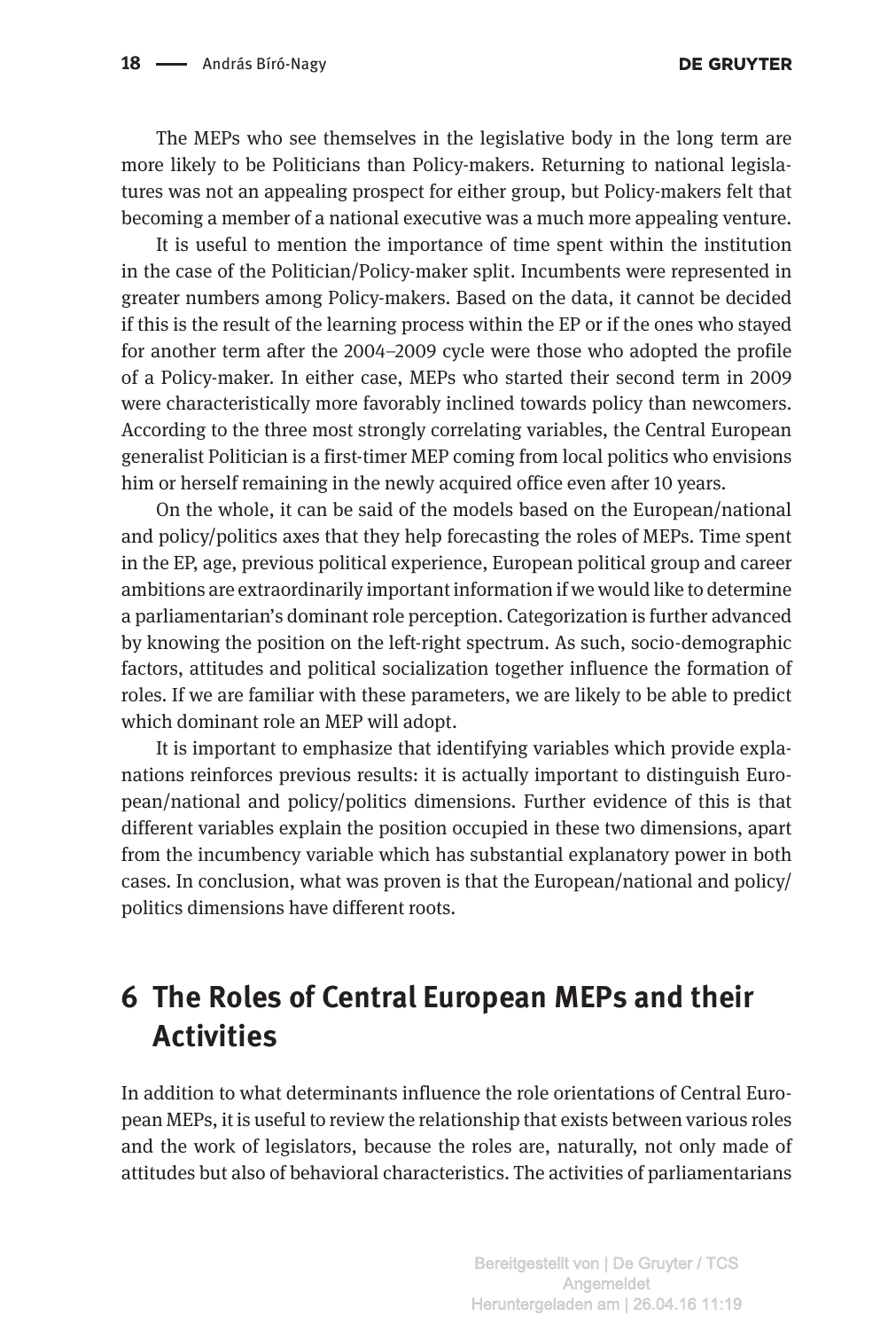The MEPs who see themselves in the legislative body in the long term are more likely to be Politicians than Policy-makers. Returning to national legislatures was not an appealing prospect for either group, but Policy-makers felt that becoming a member of a national executive was a much more appealing venture.

It is useful to mention the importance of time spent within the institution in the case of the Politician/Policy-maker split. Incumbents were represented in greater numbers among Policy-makers. Based on the data, it cannot be decided if this is the result of the learning process within the EP or if the ones who stayed for another term after the 2004–2009 cycle were those who adopted the profile of a Policy-maker. In either case, MEPs who started their second term in 2009 were characteristically more favorably inclined towards policy than newcomers. According to the three most strongly correlating variables, the Central European generalist Politician is a first-timer MEP coming from local politics who envisions him or herself remaining in the newly acquired office even after 10 years.

On the whole, it can be said of the models based on the European/national and policy/politics axes that they help forecasting the roles of MEPs. Time spent in the EP, age, previous political experience, European political group and career ambitions are extraordinarily important information if we would like to determine a parliamentarian's dominant role perception. Categorization is further advanced by knowing the position on the left-right spectrum. As such, socio-demographic factors, attitudes and political socialization together influence the formation of roles. If we are familiar with these parameters, we are likely to be able to predict which dominant role an MEP will adopt.

It is important to emphasize that identifying variables which provide explanations reinforces previous results: it is actually important to distinguish European/national and policy/politics dimensions. Further evidence of this is that different variables explain the position occupied in these two dimensions, apart from the incumbency variable which has substantial explanatory power in both cases. In conclusion, what was proven is that the European/national and policy/politics dimensions have different roots.

## 6 The Roles of Central European MEPs and their Activities

In addition to what determinants influence the role orientations of Central European MEPs, it is useful to review the relationship that exists between various roles and the work of legislators, because the roles are, naturally, not only made of attitudes but also of behavioral characteristics. The activities of parliamentarians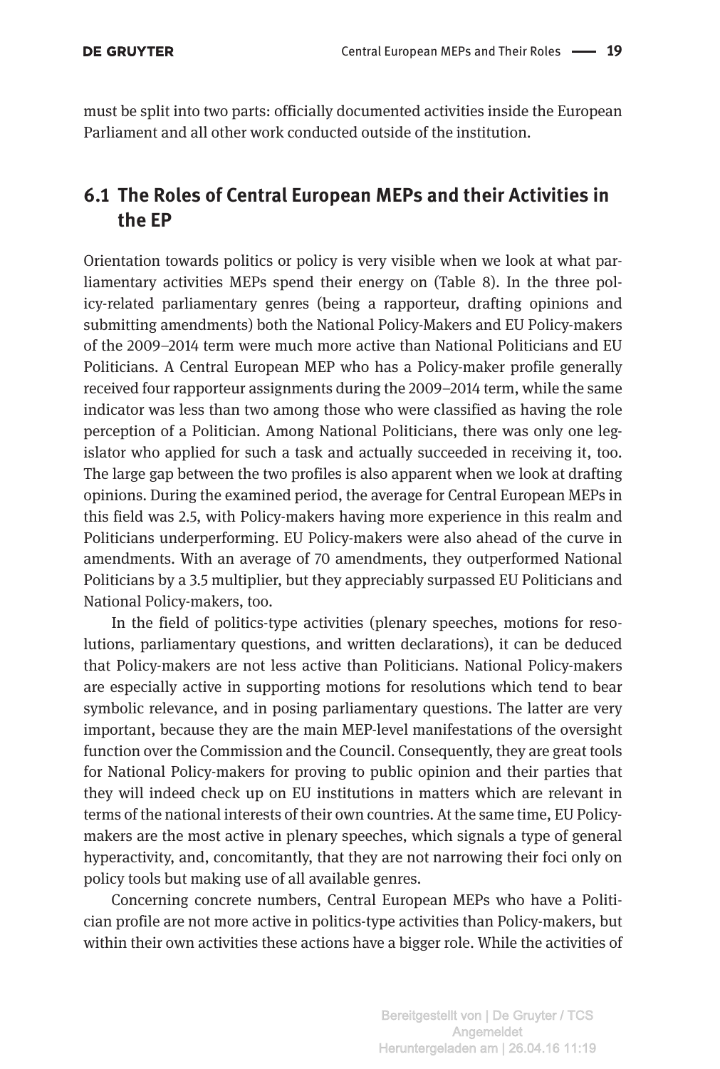must be split into two parts: officially documented activities inside the European Parliament and all other work conducted outside of the institution.

## 6.1 The Roles of Central European MEPs and their Activities in the EP

Orientation towards politics or policy is very visible when we look at what parliamentary activities MEPs spend their energy on (Table 8). In the three policy-related parliamentary genres (being a rapporteur, drafting opinions and submitting amendments) both the National Policy-Makers and EU Policy-makers of the 2009–2014 term were much more active than National Politicians and EU Politicians. A Central European MEP who has a Policy-maker profile generally received four rapporteur assignments during the 2009–2014 term, while the same indicator was less than two among those who were classified as having the role perception of a Politician. Among National Politicians, there was only one legislator who applied for such a task and actually succeeded in receiving it, too. The large gap between the two profiles is also apparent when we look at drafting opinions. During the examined period, the average for Central European MEPs in this field was 2.5, with Policy-makers having more experience in this realm and Politicians underperforming. EU Policy-makers were also ahead of the curve in amendments. With an average of 70 amendments, they outperformed National Politicians by a 3.5 multiplier, but they appreciably surpassed EU Politicians and National Policy-makers, too.

In the field of politics-type activities (plenary speeches, motions for resolutions, parliamentary questions, and written declarations), it can be deduced that Policy-makers are not less active than Politicians. National Policy-makers are especially active in supporting motions for resolutions which tend to bear symbolic relevance, and in posing parliamentary questions. The latter are very important, because they are the main MEP-level manifestations of the oversight function over the Commission and the Council. Consequently, they are great tools for National Policy-makers for proving to public opinion and their parties that they will indeed check up on EU institutions in matters which are relevant in terms of the national interests of their own countries. At the same time, EU Policy-makers are the most active in plenary speeches, which signals a type of general hyperactivity, and, concomitantly, that they are not narrowing their foci only on policy tools but making use of all available genres.

Concerning concrete numbers, Central European MEPs who have a Politician profile are not more active in politics-type activities than Policy-makers, but within their own activities these actions have a bigger role. While the activities of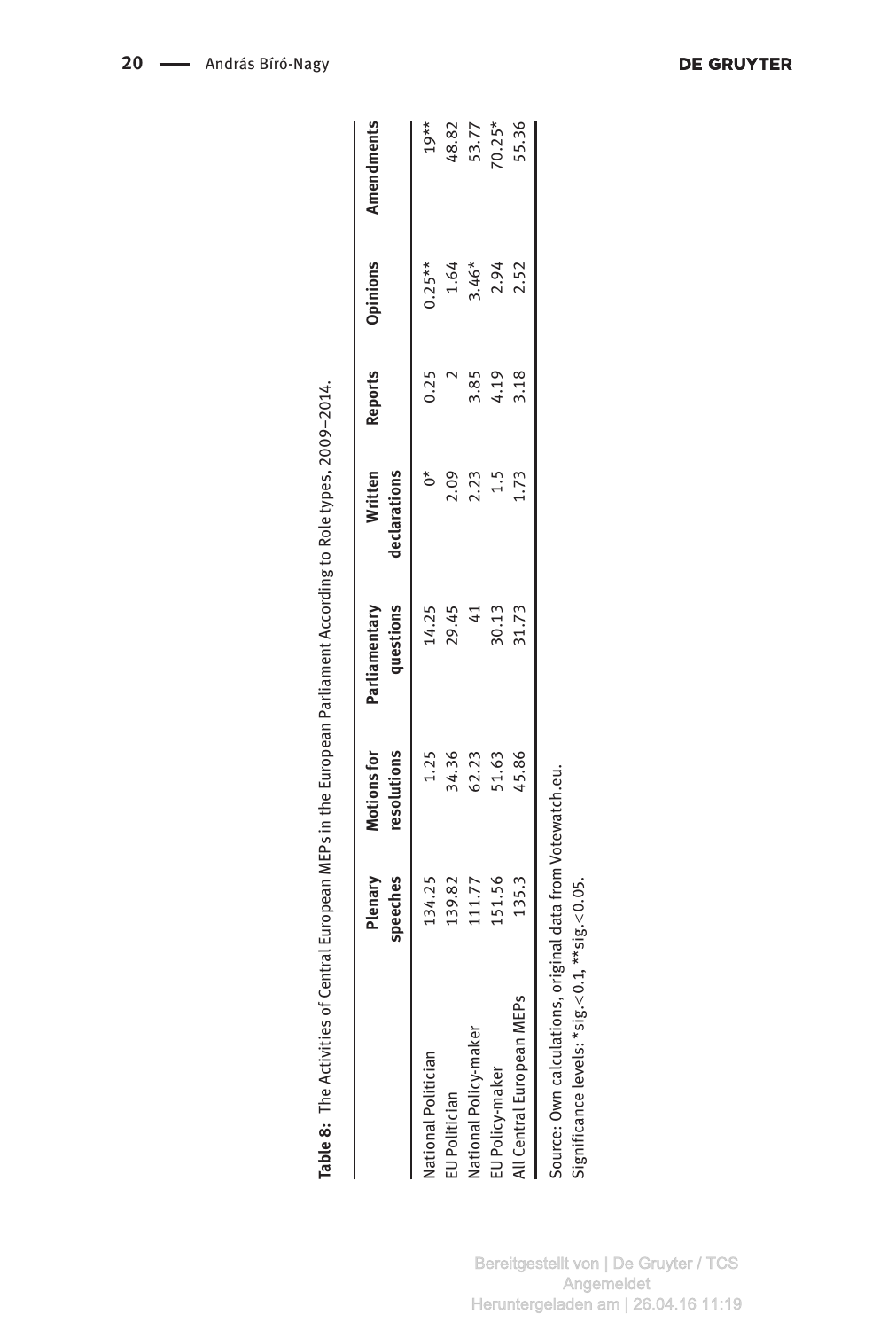**Table 8:** The Activities of Central European MEPs in the European Parliament According to Role types, 2009–2014.

| | Plenary speeches | Motions for resolutions | Parliamentary questions | Written declarations | Reports | Opinions | Amendments |
|---|---|---|---|---|---|---|---|
| National Politician | 134.25 | 1.25 | 14.25 | 0* | 0.25 | 0.25** | 19** |
| EU Politician | 139.82 | 34.36 | 29.45 | 2.09 | 2 | 1.64 | 48.82 |
| National Policy-maker | 111.77 | 62.23 | 41 | 2.23 | 3.85 | 3.46* | 53.77 |
| EU Policy-maker | 151.56 | 51.63 | 30.13 | 1.5 | 4.19 | 2.94 | 70.25* |
| All Central European MEPs | 135.3 | 45.86 | 31.73 | 1.73 | 3.18 | 2.52 | 55.36 |

Source: Own calculations, original data from Votewatch.eu.
Significance levels: *sig.<0.1, **sig.<0.05.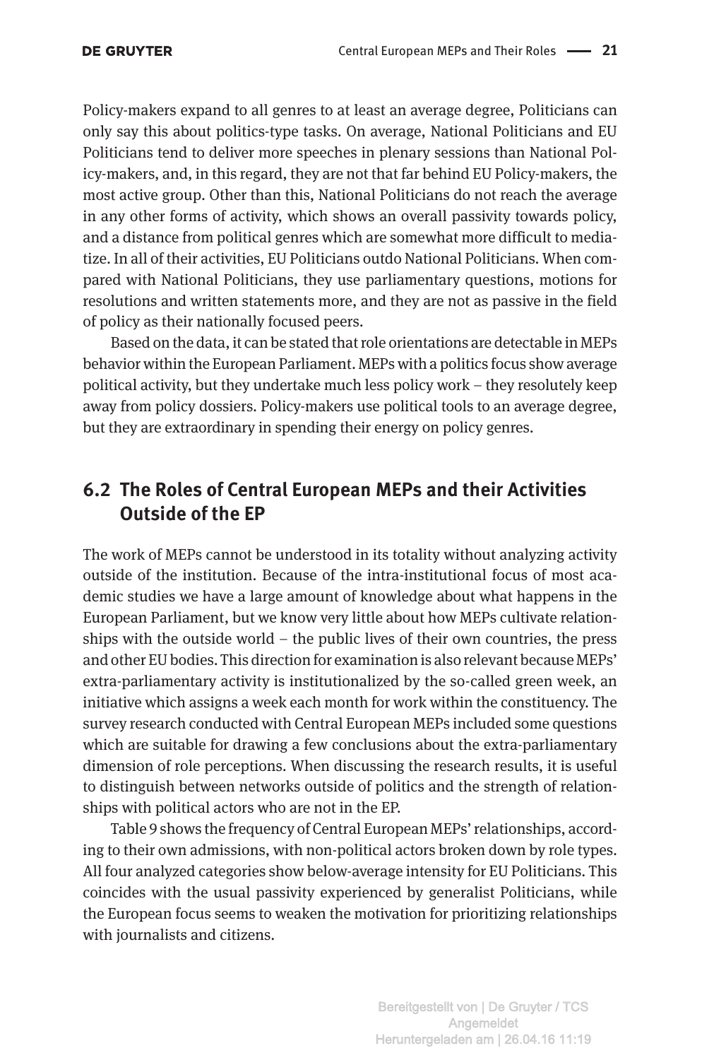Policy-makers expand to all genres to at least an average degree, Politicians can only say this about politics-type tasks. On average, National Politicians and EU Politicians tend to deliver more speeches in plenary sessions than National Policy-makers, and, in this regard, they are not that far behind EU Policy-makers, the most active group. Other than this, National Politicians do not reach the average in any other forms of activity, which shows an overall passivity towards policy, and a distance from political genres which are somewhat more difficult to mediatize. In all of their activities, EU Politicians outdo National Politicians. When compared with National Politicians, they use parliamentary questions, motions for resolutions and written statements more, and they are not as passive in the field of policy as their nationally focused peers.

Based on the data, it can be stated that role orientations are detectable in MEPs behavior within the European Parliament. MEPs with a politics focus show average political activity, but they undertake much less policy work – they resolutely keep away from policy dossiers. Policy-makers use political tools to an average degree, but they are extraordinary in spending their energy on policy genres.

## 6.2 The Roles of Central European MEPs and their Activities Outside of the EP

The work of MEPs cannot be understood in its totality without analyzing activity outside of the institution. Because of the intra-institutional focus of most academic studies we have a large amount of knowledge about what happens in the European Parliament, but we know very little about how MEPs cultivate relationships with the outside world – the public lives of their own countries, the press and other EU bodies. This direction for examination is also relevant because MEPs' extra-parliamentary activity is institutionalized by the so-called green week, an initiative which assigns a week each month for work within the constituency. The survey research conducted with Central European MEPs included some questions which are suitable for drawing a few conclusions about the extra-parliamentary dimension of role perceptions. When discussing the research results, it is useful to distinguish between networks outside of politics and the strength of relationships with political actors who are not in the EP.

Table 9 shows the frequency of Central European MEPs' relationships, according to their own admissions, with non-political actors broken down by role types. All four analyzed categories show below-average intensity for EU Politicians. This coincides with the usual passivity experienced by generalist Politicians, while the European focus seems to weaken the motivation for prioritizing relationships with journalists and citizens.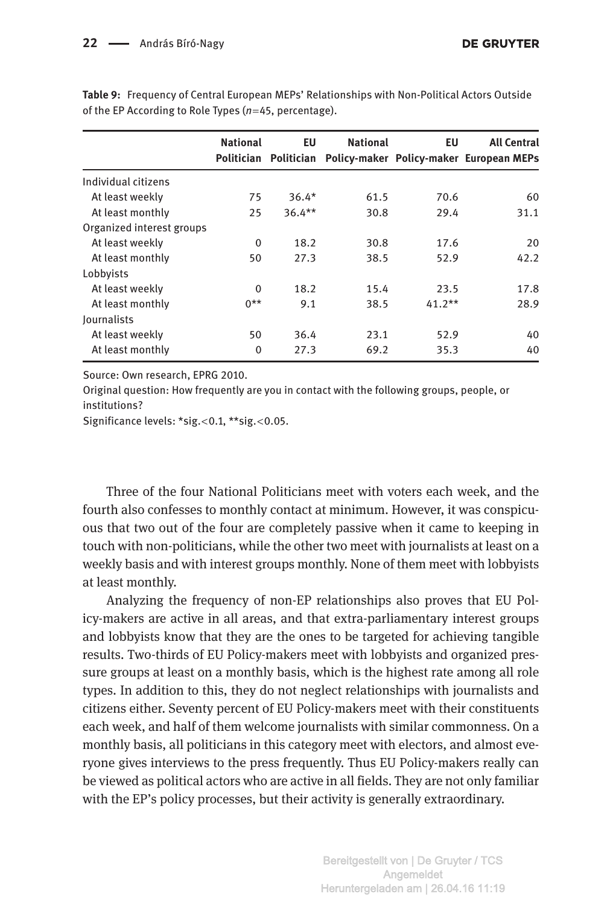**Table 9:** Frequency of Central European MEPs' Relationships with Non-Political Actors Outside of the EP According to Role Types ($n$=45, percentage).

| | National Politician | EU Politician | National Policy-maker | EU Policy-maker | All Central European MEPs |
|---|---|---|---|---|---|
| Individual citizens | | | | | |
| At least weekly | 75 | 36.4* | 61.5 | 70.6 | 60 |
| At least monthly | 25 | 36.4** | 30.8 | 29.4 | 31.1 |
| Organized interest groups | | | | | |
| At least weekly | 0 | 18.2 | 30.8 | 17.6 | 20 |
| At least monthly | 50 | 27.3 | 38.5 | 52.9 | 42.2 |
| Lobbyists | | | | | |
| At least weekly | 0 | 18.2 | 15.4 | 23.5 | 17.8 |
| At least monthly | 0** | 9.1 | 38.5 | 41.2** | 28.9 |
| Journalists | | | | | |
| At least weekly | 50 | 36.4 | 23.1 | 52.9 | 40 |
| At least monthly | 0 | 27.3 | 69.2 | 35.3 | 40 |

Source: Own research, EPRG 2010.

Original question: How frequently are you in contact with the following groups, people, or institutions?

Significance levels: *sig.<0.1, **sig.<0.05.

Three of the four National Politicians meet with voters each week, and the fourth also confesses to monthly contact at minimum. However, it was conspicuous that two out of the four are completely passive when it came to keeping in touch with non-politicians, while the other two meet with journalists at least on a weekly basis and with interest groups monthly. None of them meet with lobbyists at least monthly.

Analyzing the frequency of non-EP relationships also proves that EU Policy-makers are active in all areas, and that extra-parliamentary interest groups and lobbyists know that they are the ones to be targeted for achieving tangible results. Two-thirds of EU Policy-makers meet with lobbyists and organized pressure groups at least on a monthly basis, which is the highest rate among all role types. In addition to this, they do not neglect relationships with journalists and citizens either. Seventy percent of EU Policy-makers meet with their constituents each week, and half of them welcome journalists with similar commonness. On a monthly basis, all politicians in this category meet with electors, and almost everyone gives interviews to the press frequently. Thus EU Policy-makers really can be viewed as political actors who are active in all fields. They are not only familiar with the EP's policy processes, but their activity is generally extraordinary.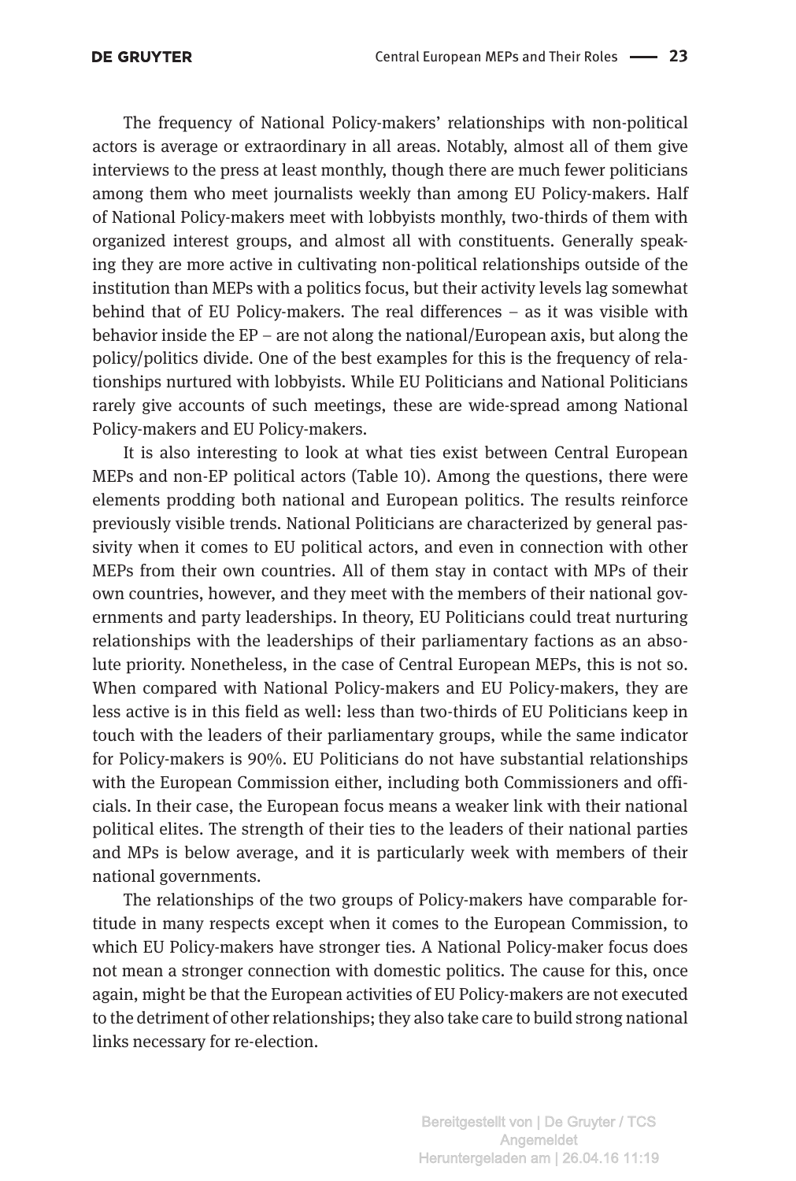The frequency of National Policy-makers' relationships with non-political actors is average or extraordinary in all areas. Notably, almost all of them give interviews to the press at least monthly, though there are much fewer politicians among them who meet journalists weekly than among EU Policy-makers. Half of National Policy-makers meet with lobbyists monthly, two-thirds of them with organized interest groups, and almost all with constituents. Generally speaking they are more active in cultivating non-political relationships outside of the institution than MEPs with a politics focus, but their activity levels lag somewhat behind that of EU Policy-makers. The real differences – as it was visible with behavior inside the EP – are not along the national/European axis, but along the policy/politics divide. One of the best examples for this is the frequency of relationships nurtured with lobbyists. While EU Politicians and National Politicians rarely give accounts of such meetings, these are wide-spread among National Policy-makers and EU Policy-makers.

It is also interesting to look at what ties exist between Central European MEPs and non-EP political actors (Table 10). Among the questions, there were elements prodding both national and European politics. The results reinforce previously visible trends. National Politicians are characterized by general passivity when it comes to EU political actors, and even in connection with other MEPs from their own countries. All of them stay in contact with MPs of their own countries, however, and they meet with the members of their national governments and party leaderships. In theory, EU Politicians could treat nurturing relationships with the leaderships of their parliamentary factions as an absolute priority. Nonetheless, in the case of Central European MEPs, this is not so. When compared with National Policy-makers and EU Policy-makers, they are less active is in this field as well: less than two-thirds of EU Politicians keep in touch with the leaders of their parliamentary groups, while the same indicator for Policy-makers is 90%. EU Politicians do not have substantial relationships with the European Commission either, including both Commissioners and officials. In their case, the European focus means a weaker link with their national political elites. The strength of their ties to the leaders of their national parties and MPs is below average, and it is particularly week with members of their national governments.

The relationships of the two groups of Policy-makers have comparable fortitude in many respects except when it comes to the European Commission, to which EU Policy-makers have stronger ties. A National Policy-maker focus does not mean a stronger connection with domestic politics. The cause for this, once again, might be that the European activities of EU Policy-makers are not executed to the detriment of other relationships; they also take care to build strong national links necessary for re-election.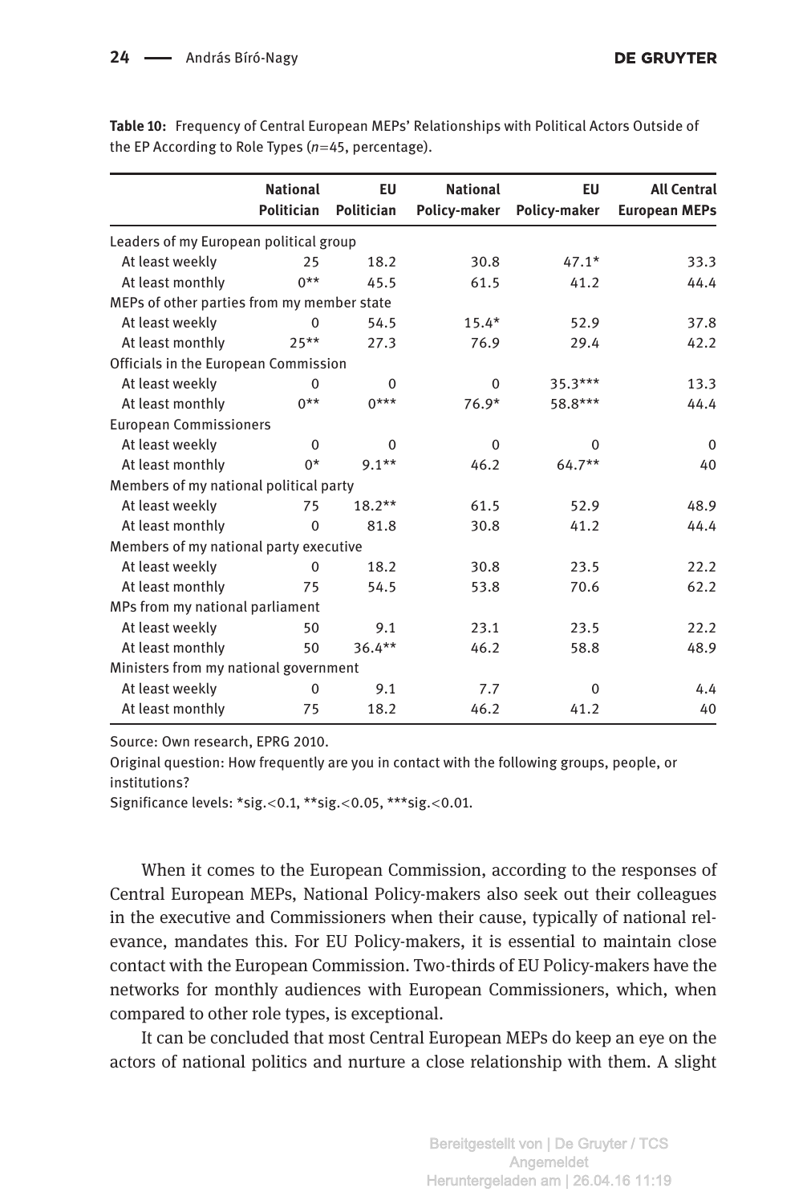**Table 10:** Frequency of Central European MEPs' Relationships with Political Actors Outside of the EP According to Role Types ($n$=45, percentage).

| | National Politician | EU Politician | National Policy-maker | EU Policy-maker | All Central European MEPs |
|---|---|---|---|---|---|
| Leaders of my European political group | | | | | |
| At least weekly | 25 | 18.2 | 30.8 | 47.1* | 33.3 |
| At least monthly | 0** | 45.5 | 61.5 | 41.2 | 44.4 |
| MEPs of other parties from my member state | | | | | |
| At least weekly | 0 | 54.5 | 15.4* | 52.9 | 37.8 |
| At least monthly | 25** | 27.3 | 76.9 | 29.4 | 42.2 |
| Officials in the European Commission | | | | | |
| At least weekly | 0 | 0 | 0 | 35.3*** | 13.3 |
| At least monthly | 0** | 0*** | 76.9* | 58.8*** | 44.4 |
| European Commissioners | | | | | |
| At least weekly | 0 | 0 | 0 | 0 | 0 |
| At least monthly | 0* | 9.1** | 46.2 | 64.7** | 40 |
| Members of my national political party | | | | | |
| At least weekly | 75 | 18.2** | 61.5 | 52.9 | 48.9 |
| At least monthly | 0 | 81.8 | 30.8 | 41.2 | 44.4 |
| Members of my national party executive | | | | | |
| At least weekly | 0 | 18.2 | 30.8 | 23.5 | 22.2 |
| At least monthly | 75 | 54.5 | 53.8 | 70.6 | 62.2 |
| MPs from my national parliament | | | | | |
| At least weekly | 50 | 9.1 | 23.1 | 23.5 | 22.2 |
| At least monthly | 50 | 36.4** | 46.2 | 58.8 | 48.9 |
| Ministers from my national government | | | | | |
| At least weekly | 0 | 9.1 | 7.7 | 0 | 4.4 |
| At least monthly | 75 | 18.2 | 46.2 | 41.2 | 40 |

Source: Own research, EPRG 2010.

Original question: How frequently are you in contact with the following groups, people, or institutions?

Significance levels: *sig.<0.1, **sig.<0.05, ***sig.<0.01.

When it comes to the European Commission, according to the responses of Central European MEPs, National Policy-makers also seek out their colleagues in the executive and Commissioners when their cause, typically of national relevance, mandates this. For EU Policy-makers, it is essential to maintain close contact with the European Commission. Two-thirds of EU Policy-makers have the networks for monthly audiences with European Commissioners, which, when compared to other role types, is exceptional.

It can be concluded that most Central European MEPs do keep an eye on the actors of national politics and nurture a close relationship with them. A slight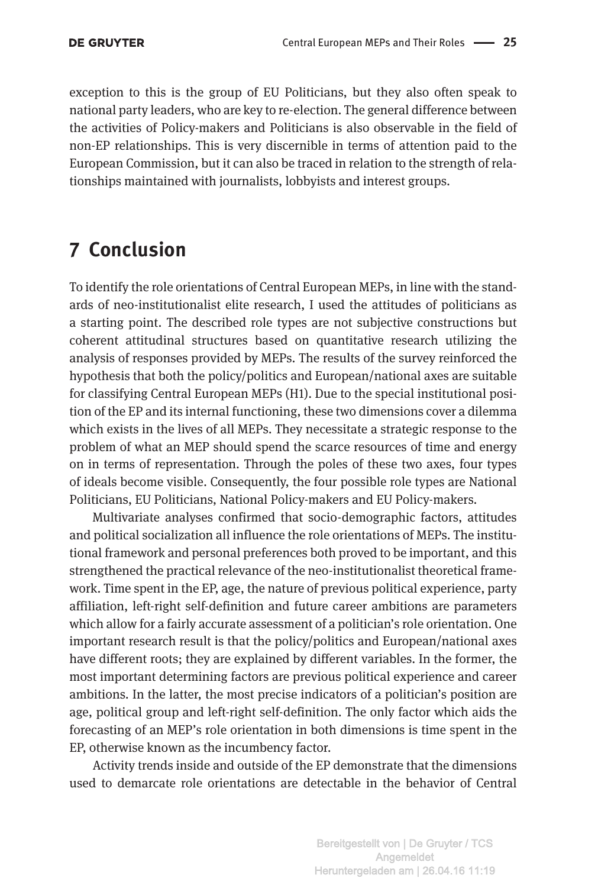exception to this is the group of EU Politicians, but they also often speak to national party leaders, who are key to re-election. The general difference between the activities of Policy-makers and Politicians is also observable in the field of non-EP relationships. This is very discernible in terms of attention paid to the European Commission, but it can also be traced in relation to the strength of relationships maintained with journalists, lobbyists and interest groups.

## 7 Conclusion

To identify the role orientations of Central European MEPs, in line with the standards of neo-institutionalist elite research, I used the attitudes of politicians as a starting point. The described role types are not subjective constructions but coherent attitudinal structures based on quantitative research utilizing the analysis of responses provided by MEPs. The results of the survey reinforced the hypothesis that both the policy/politics and European/national axes are suitable for classifying Central European MEPs (H1). Due to the special institutional position of the EP and its internal functioning, these two dimensions cover a dilemma which exists in the lives of all MEPs. They necessitate a strategic response to the problem of what an MEP should spend the scarce resources of time and energy on in terms of representation. Through the poles of these two axes, four types of ideals become visible. Consequently, the four possible role types are National Politicians, EU Politicians, National Policy-makers and EU Policy-makers.

Multivariate analyses confirmed that socio-demographic factors, attitudes and political socialization all influence the role orientations of MEPs. The institutional framework and personal preferences both proved to be important, and this strengthened the practical relevance of the neo-institutionalist theoretical framework. Time spent in the EP, age, the nature of previous political experience, party affiliation, left-right self-definition and future career ambitions are parameters which allow for a fairly accurate assessment of a politician's role orientation. One important research result is that the policy/politics and European/national axes have different roots; they are explained by different variables. In the former, the most important determining factors are previous political experience and career ambitions. In the latter, the most precise indicators of a politician's position are age, political group and left-right self-definition. The only factor which aids the forecasting of an MEP's role orientation in both dimensions is time spent in the EP, otherwise known as the incumbency factor.

Activity trends inside and outside of the EP demonstrate that the dimensions used to demarcate role orientations are detectable in the behavior of Central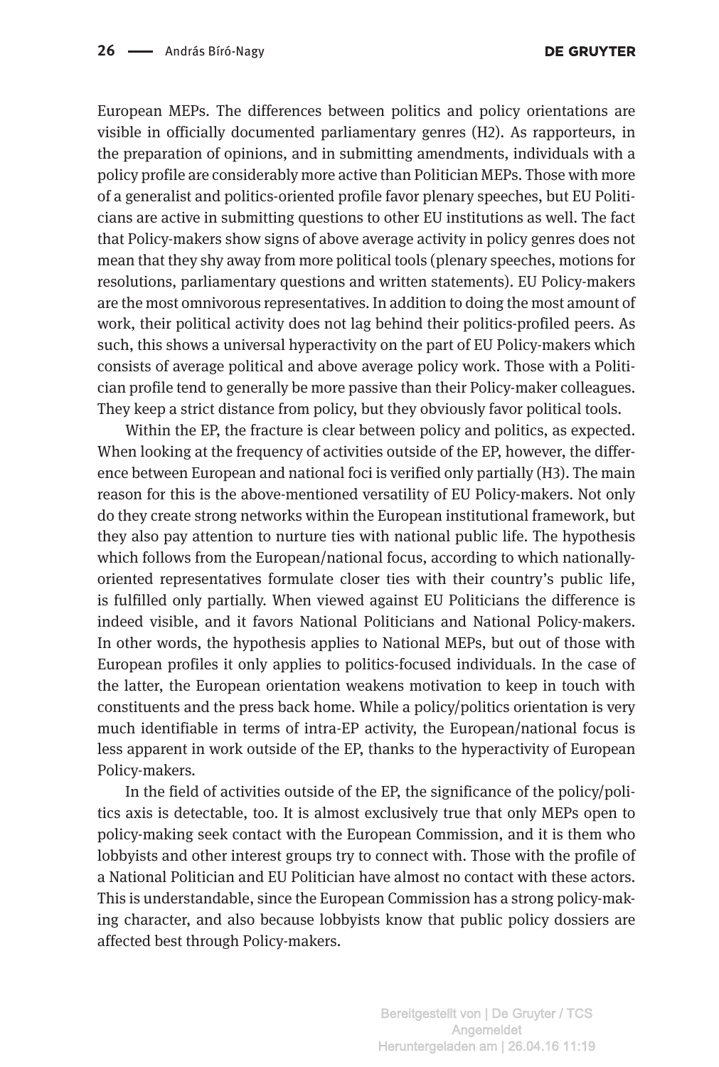European MEPs. The differences between politics and policy orientations are visible in officially documented parliamentary genres (H2). As rapporteurs, in the preparation of opinions, and in submitting amendments, individuals with a policy profile are considerably more active than Politician MEPs. Those with more of a generalist and politics-oriented profile favor plenary speeches, but EU Politicians are active in submitting questions to other EU institutions as well. The fact that Policy-makers show signs of above average activity in policy genres does not mean that they shy away from more political tools (plenary speeches, motions for resolutions, parliamentary questions and written statements). EU Policy-makers are the most omnivorous representatives. In addition to doing the most amount of work, their political activity does not lag behind their politics-profiled peers. As such, this shows a universal hyperactivity on the part of EU Policy-makers which consists of average political and above average policy work. Those with a Politician profile tend to generally be more passive than their Policy-maker colleagues. They keep a strict distance from policy, but they obviously favor political tools.

Within the EP, the fracture is clear between policy and politics, as expected. When looking at the frequency of activities outside of the EP, however, the difference between European and national foci is verified only partially (H3). The main reason for this is the above-mentioned versatility of EU Policy-makers. Not only do they create strong networks within the European institutional framework, but they also pay attention to nurture ties with national public life. The hypothesis which follows from the European/national focus, according to which nationally-oriented representatives formulate closer ties with their country's public life, is fulfilled only partially. When viewed against EU Politicians the difference is indeed visible, and it favors National Politicians and National Policy-makers. In other words, the hypothesis applies to National MEPs, but out of those with European profiles it only applies to politics-focused individuals. In the case of the latter, the European orientation weakens motivation to keep in touch with constituents and the press back home. While a policy/politics orientation is very much identifiable in terms of intra-EP activity, the European/national focus is less apparent in work outside of the EP, thanks to the hyperactivity of European Policy-makers.

In the field of activities outside of the EP, the significance of the policy/politics axis is detectable, too. It is almost exclusively true that only MEPs open to policy-making seek contact with the European Commission, and it is them who lobbyists and other interest groups try to connect with. Those with the profile of a National Politician and EU Politician have almost no contact with these actors. This is understandable, since the European Commission has a strong policy-making character, and also because lobbyists know that public policy dossiers are affected best through Policy-makers.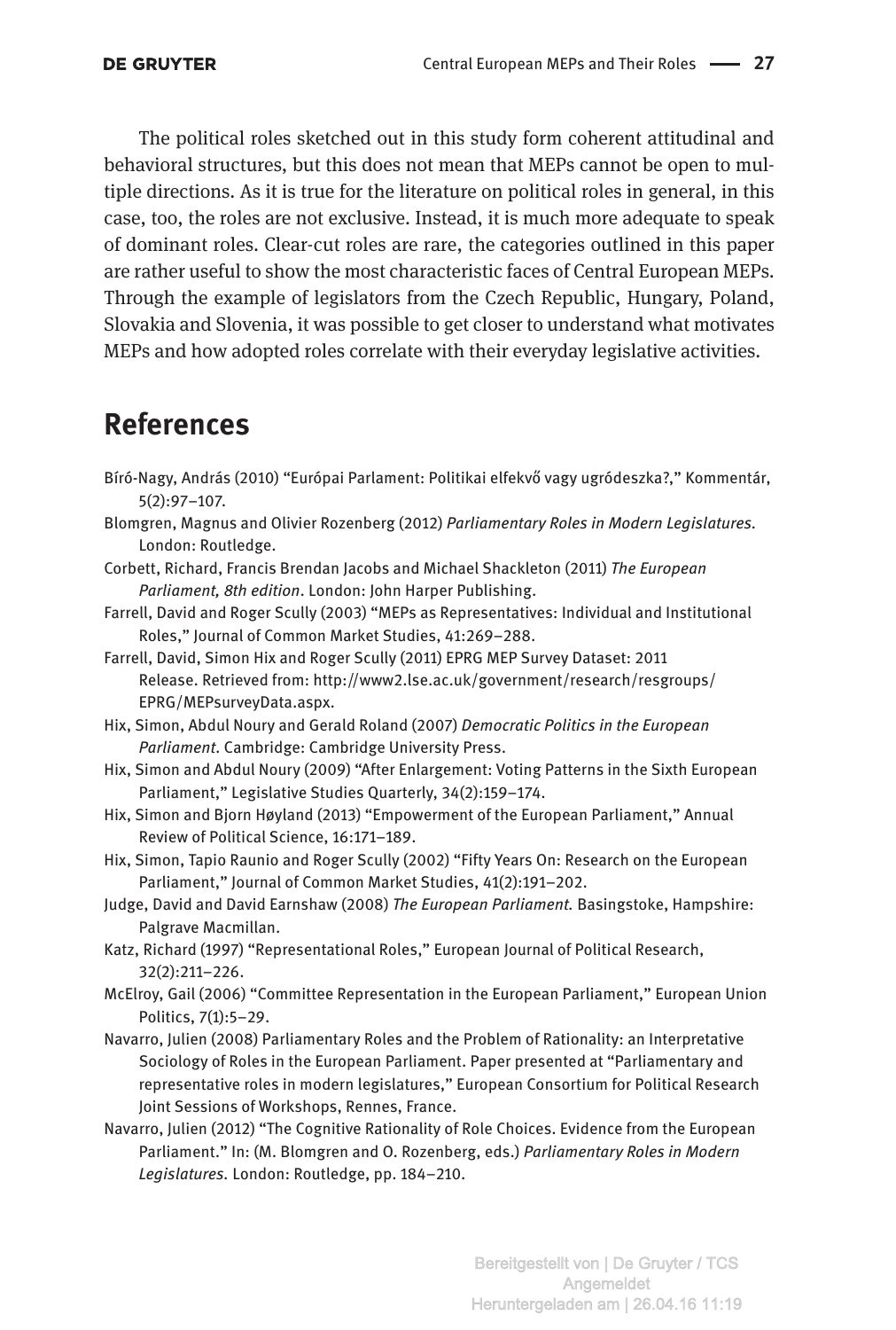The political roles sketched out in this study form coherent attitudinal and behavioral structures, but this does not mean that MEPs cannot be open to multiple directions. As it is true for the literature on political roles in general, in this case, too, the roles are not exclusive. Instead, it is much more adequate to speak of dominant roles. Clear-cut roles are rare, the categories outlined in this paper are rather useful to show the most characteristic faces of Central European MEPs. Through the example of legislators from the Czech Republic, Hungary, Poland, Slovakia and Slovenia, it was possible to get closer to understand what motivates MEPs and how adopted roles correlate with their everyday legislative activities.

# References

Bíró-Nagy, András (2010) "Európai Parlament: Politikai elfekvő vagy ugródeszka?," Kommentár, 5(2):97–107.

Blomgren, Magnus and Olivier Rozenberg (2012) *Parliamentary Roles in Modern Legislatures*. London: Routledge.

Corbett, Richard, Francis Brendan Jacobs and Michael Shackleton (2011) *The European Parliament, 8th edition*. London: John Harper Publishing.

Farrell, David and Roger Scully (2003) "MEPs as Representatives: Individual and Institutional Roles," Journal of Common Market Studies, 41:269–288.

Farrell, David, Simon Hix and Roger Scully (2011) EPRG MEP Survey Dataset: 2011 Release. Retrieved from: http://www2.lse.ac.uk/government/research/resgroups/EPRG/MEPsurveyData.aspx.

Hix, Simon, Abdul Noury and Gerald Roland (2007) *Democratic Politics in the European Parliament*. Cambridge: Cambridge University Press.

Hix, Simon and Abdul Noury (2009) "After Enlargement: Voting Patterns in the Sixth European Parliament," Legislative Studies Quarterly, 34(2):159–174.

Hix, Simon and Bjorn Høyland (2013) "Empowerment of the European Parliament," Annual Review of Political Science, 16:171–189.

Hix, Simon, Tapio Raunio and Roger Scully (2002) "Fifty Years On: Research on the European Parliament," Journal of Common Market Studies, 41(2):191–202.

Judge, David and David Earnshaw (2008) *The European Parliament*. Basingstoke, Hampshire: Palgrave Macmillan.

Katz, Richard (1997) "Representational Roles," European Journal of Political Research, 32(2):211–226.

McElroy, Gail (2006) "Committee Representation in the European Parliament," European Union Politics, 7(1):5–29.

Navarro, Julien (2008) Parliamentary Roles and the Problem of Rationality: an Interpretative Sociology of Roles in the European Parliament. Paper presented at "Parliamentary and representative roles in modern legislatures," European Consortium for Political Research Joint Sessions of Workshops, Rennes, France.

Navarro, Julien (2012) "The Cognitive Rationality of Role Choices. Evidence from the European Parliament." In: (M. Blomgren and O. Rozenberg, eds.) *Parliamentary Roles in Modern Legislatures*. London: Routledge, pp. 184–210.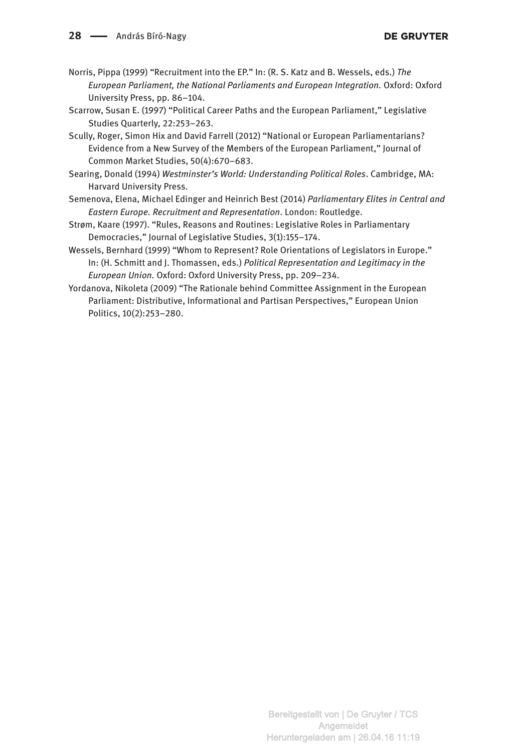Norris, Pippa (1999) "Recruitment into the EP." In: (R. S. Katz and B. Wessels, eds.) *The European Parliament, the National Parliaments and European Integration.* Oxford: Oxford University Press, pp. 86–104.

Scarrow, Susan E. (1997) "Political Career Paths and the European Parliament," Legislative Studies Quarterly, 22:253–263.

Scully, Roger, Simon Hix and David Farrell (2012) "National or European Parliamentarians? Evidence from a New Survey of the Members of the European Parliament," Journal of Common Market Studies, 50(4):670–683.

Searing, Donald (1994) *Westminster's World: Understanding Political Roles*. Cambridge, MA: Harvard University Press.

Semenova, Elena, Michael Edinger and Heinrich Best (2014) *Parliamentary Elites in Central and Eastern Europe. Recruitment and Representation*. London: Routledge.

Strøm, Kaare (1997). "Rules, Reasons and Routines: Legislative Roles in Parliamentary Democracies," Journal of Legislative Studies, 3(1):155–174.

Wessels, Bernhard (1999) "Whom to Represent? Role Orientations of Legislators in Europe." In: (H. Schmitt and J. Thomassen, eds.) *Political Representation and Legitimacy in the European Union.* Oxford: Oxford University Press, pp. 209–234.

Yordanova, Nikoleta (2009) "The Rationale behind Committee Assignment in the European Parliament: Distributive, Informational and Partisan Perspectives," European Union Politics, 10(2):253–280.